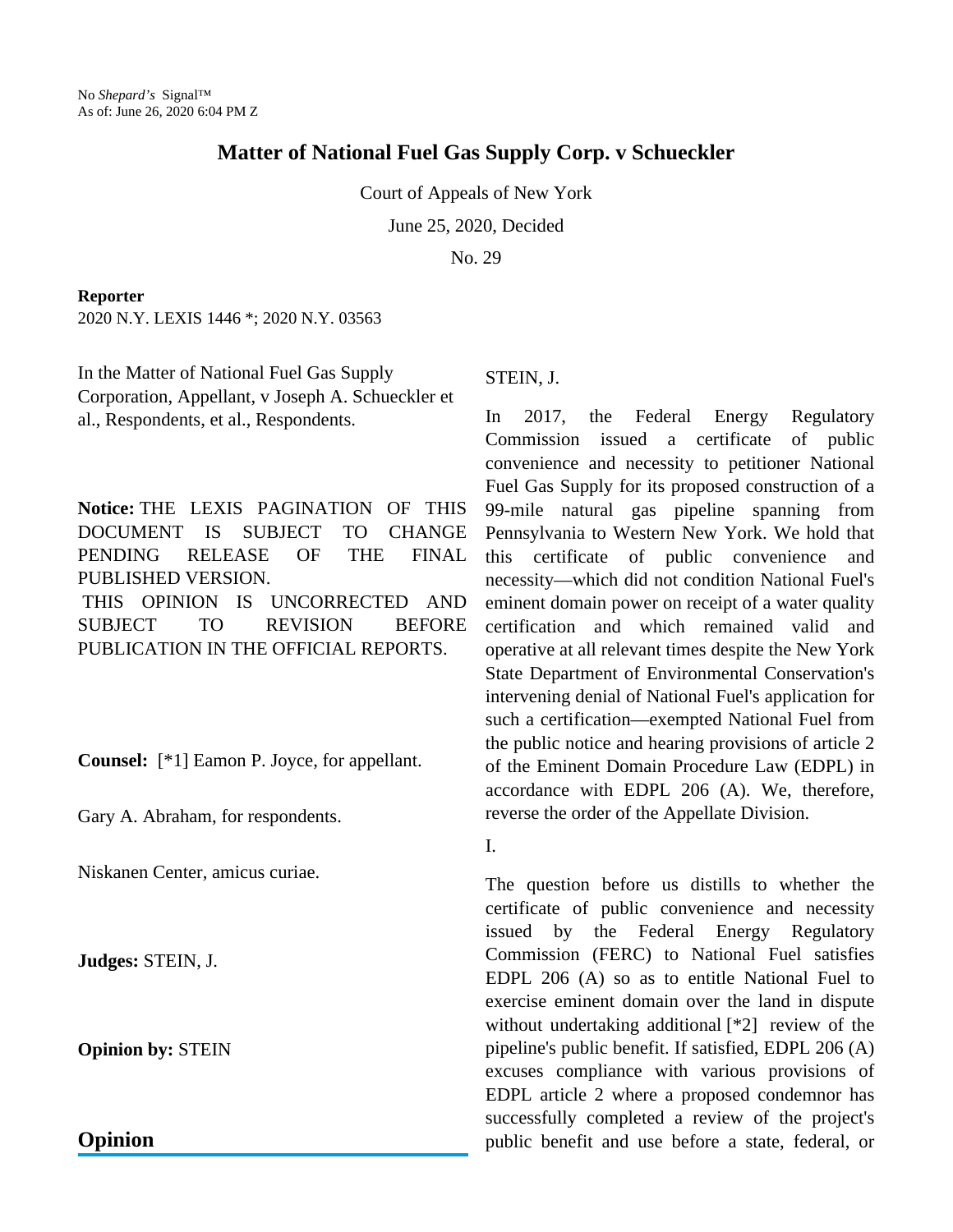No *Shepard's* Signal™
As of: June 26, 2020 6:04 PM Z

# Matter of National Fuel Gas Supply Corp. v Schueckler

Court of Appeals of New York

June 25, 2020, Decided

No. 29

**Reporter**

2020 N.Y. LEXIS 1446 *; 2020 N.Y. 03563

In the Matter of National Fuel Gas Supply Corporation, Appellant, v Joseph A. Schueckler et al., Respondents, et al., Respondents.

**Notice:** THE LEXIS PAGINATION OF THIS DOCUMENT IS SUBJECT TO CHANGE PENDING RELEASE OF THE FINAL PUBLISHED VERSION.

THIS OPINION IS UNCORRECTED AND SUBJECT TO REVISION BEFORE PUBLICATION IN THE OFFICIAL REPORTS.

**Counsel:** [*1] Eamon P. Joyce, for appellant.

Gary A. Abraham, for respondents.

Niskanen Center, amicus curiae.

**Judges:** STEIN, J.

**Opinion by:** STEIN

## Opinion

STEIN, J.

In 2017, the Federal Energy Regulatory Commission issued a certificate of public convenience and necessity to petitioner National Fuel Gas Supply for its proposed construction of a 99-mile natural gas pipeline spanning from Pennsylvania to Western New York. We hold that this certificate of public convenience and necessity—which did not condition National Fuel's eminent domain power on receipt of a water quality certification and which remained valid and operative at all relevant times despite the New York State Department of Environmental Conservation's intervening denial of National Fuel's application for such a certification—exempted National Fuel from the public notice and hearing provisions of article 2 of the Eminent Domain Procedure Law (EDPL) in accordance with EDPL 206 (A). We, therefore, reverse the order of the Appellate Division.

I.

The question before us distills to whether the certificate of public convenience and necessity issued by the Federal Energy Regulatory Commission (FERC) to National Fuel satisfies EDPL 206 (A) so as to entitle National Fuel to exercise eminent domain over the land in dispute without undertaking additional [*2] review of the pipeline's public benefit. If satisfied, EDPL 206 (A) excuses compliance with various provisions of EDPL article 2 where a proposed condemnor has successfully completed a review of the project's public benefit and use before a state, federal, or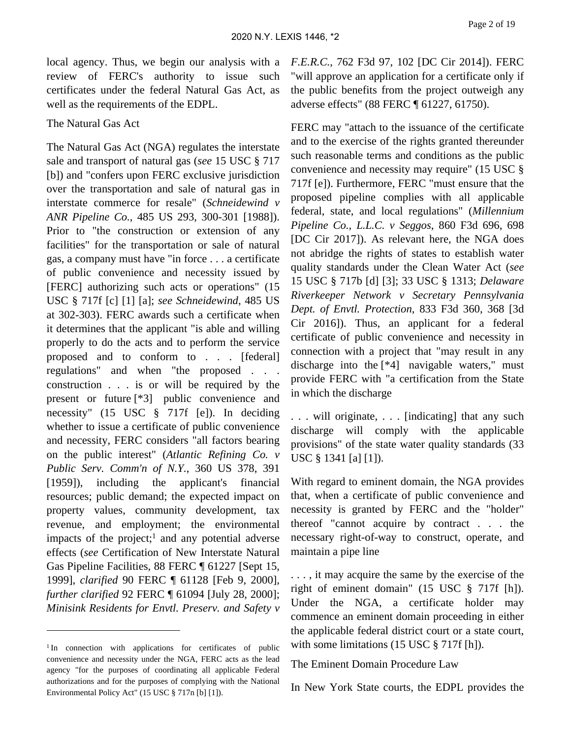local agency. Thus, we begin our analysis with a review of FERC's authority to issue such certificates under the federal Natural Gas Act, as well as the requirements of the EDPL.

The Natural Gas Act

The Natural Gas Act (NGA) regulates the interstate sale and transport of natural gas (*see* 15 USC § 717 [b]) and "confers upon FERC exclusive jurisdiction over the transportation and sale of natural gas in interstate commerce for resale" (*Schneidewind v ANR Pipeline Co.*, 485 US 293, 300-301 [1988]). Prior to "the construction or extension of any facilities" for the transportation or sale of natural gas, a company must have "in force . . . a certificate of public convenience and necessity issued by [FERC] authorizing such acts or operations" (15 USC § 717f [c] [1] [a]; *see Schneidewind*, 485 US at 302-303). FERC awards such a certificate when it determines that the applicant "is able and willing properly to do the acts and to perform the service proposed and to conform to . . . [federal] regulations" and when "the proposed . . . construction . . . is or will be required by the present or future [*3] public convenience and necessity" (15 USC § 717f [e]). In deciding whether to issue a certificate of public convenience and necessity, FERC considers "all factors bearing on the public interest" (*Atlantic Refining Co. v Public Serv. Comm'n of N.Y.*, 360 US 378, 391 [1959]), including the applicant's financial resources; public demand; the expected impact on property values, community development, tax revenue, and employment; the environmental impacts of the project;[1] and any potential adverse effects (*see* Certification of New Interstate Natural Gas Pipeline Facilities, 88 FERC ¶ 61227 [Sept 15, 1999], *clarified* 90 FERC ¶ 61128 [Feb 9, 2000], *further clarified* 92 FERC ¶ 61094 [July 28, 2000]; *Minisink Residents for Envtl. Preserv. and Safety v F.E.R.C.*, 762 F3d 97, 102 [DC Cir 2014]). FERC "will approve an application for a certificate only if the public benefits from the project outweigh any adverse effects" (88 FERC ¶ 61227, 61750).

FERC may "attach to the issuance of the certificate and to the exercise of the rights granted thereunder such reasonable terms and conditions as the public convenience and necessity may require" (15 USC § 717f [e]). Furthermore, FERC "must ensure that the proposed pipeline complies with all applicable federal, state, and local regulations" (*Millennium Pipeline Co., L.L.C. v Seggos*, 860 F3d 696, 698 [DC Cir 2017]). As relevant here, the NGA does not abridge the rights of states to establish water quality standards under the Clean Water Act (*see* 15 USC § 717b [d] [3]; 33 USC § 1313; *Delaware Riverkeeper Network v Secretary Pennsylvania Dept. of Envtl. Protection*, 833 F3d 360, 368 [3d Cir 2016]). Thus, an applicant for a federal certificate of public convenience and necessity in connection with a project that "may result in any discharge into the [*4] navigable waters," must provide FERC with "a certification from the State in which the discharge

. . . will originate, . . . [indicating] that any such discharge will comply with the applicable provisions" of the state water quality standards (33 USC § 1341 [a] [1]).

With regard to eminent domain, the NGA provides that, when a certificate of public convenience and necessity is granted by FERC and the "holder" thereof "cannot acquire by contract . . . the necessary right-of-way to construct, operate, and maintain a pipe line

. . . , it may acquire the same by the exercise of the right of eminent domain" (15 USC § 717f [h]). Under the NGA, a certificate holder may commence an eminent domain proceeding in either the applicable federal district court or a state court, with some limitations (15 USC § 717f [h]).

The Eminent Domain Procedure Law

In New York State courts, the EDPL provides the

[1] In connection with applications for certificates of public convenience and necessity under the NGA, FERC acts as the lead agency "for the purposes of coordinating all applicable Federal authorizations and for the purposes of complying with the National Environmental Policy Act" (15 USC § 717n [b] [1]).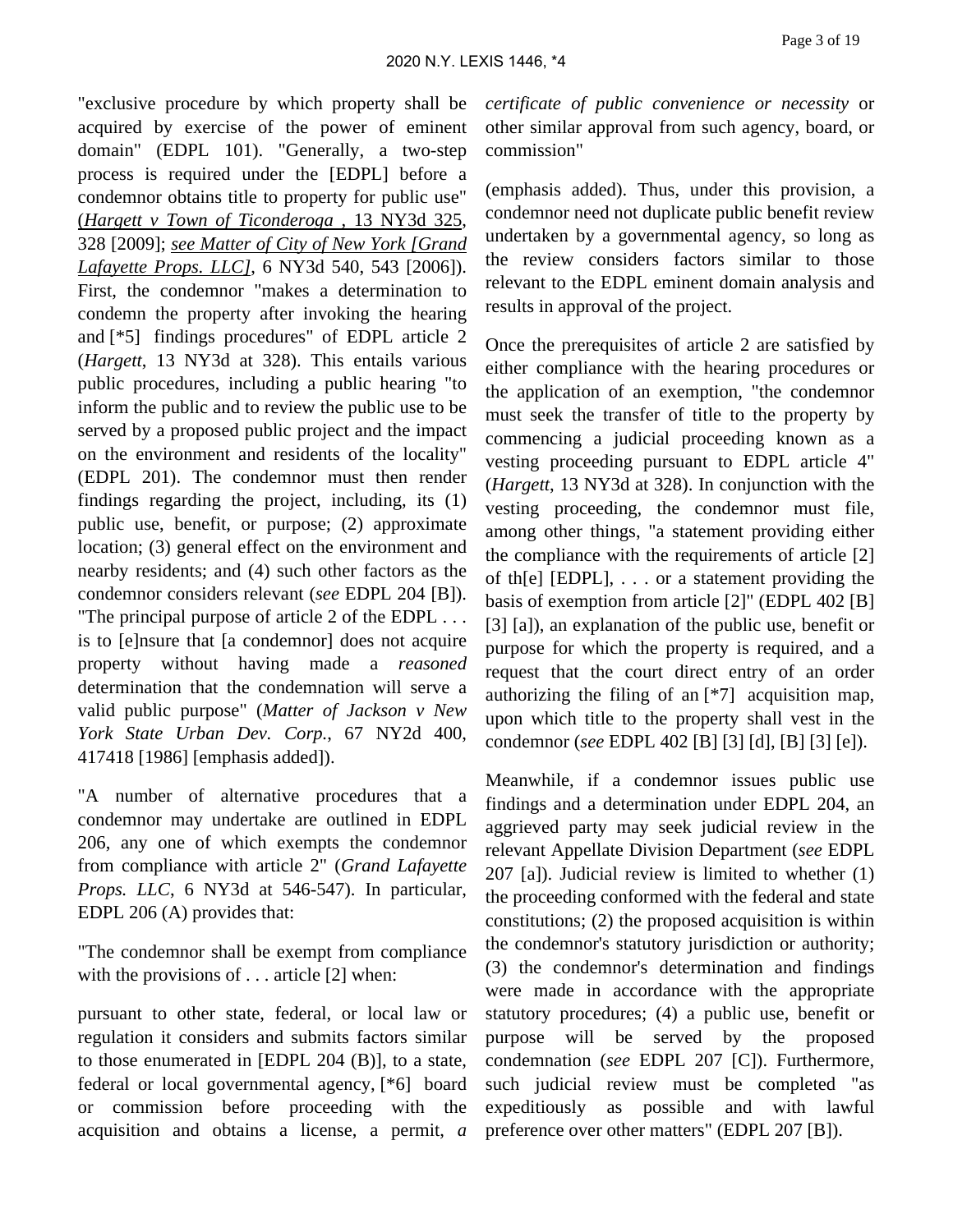"exclusive procedure by which property shall be acquired by exercise of the power of eminent domain" (EDPL 101). "Generally, a two-step process is required under the [EDPL] before a condemnor obtains title to property for public use" (*Hargett v Town of Ticonderoga* , 13 NY3d 325, 328 [2009]; *see Matter of City of New York [Grand Lafayette Props. LLC]*, 6 NY3d 540, 543 [2006]). First, the condemnor "makes a determination to condemn the property after invoking the hearing and [*5] findings procedures" of EDPL article 2 (*Hargett*, 13 NY3d at 328). This entails various public procedures, including a public hearing "to inform the public and to review the public use to be served by a proposed public project and the impact on the environment and residents of the locality" (EDPL 201). The condemnor must then render findings regarding the project, including, its (1) public use, benefit, or purpose; (2) approximate location; (3) general effect on the environment and nearby residents; and (4) such other factors as the condemnor considers relevant (*see* EDPL 204 [B]). "The principal purpose of article 2 of the EDPL . . . is to [e]nsure that [a condemnor] does not acquire property without having made a *reasoned* determination that the condemnation will serve a valid public purpose" (*Matter of Jackson v New York State Urban Dev. Corp.*, 67 NY2d 400, 417418 [1986] [emphasis added]).

"A number of alternative procedures that a condemnor may undertake are outlined in EDPL 206, any one of which exempts the condemnor from compliance with article 2" (*Grand Lafayette Props. LLC*, 6 NY3d at 546-547). In particular, EDPL 206 (A) provides that:

"The condemnor shall be exempt from compliance with the provisions of . . . article [2] when:

pursuant to other state, federal, or local law or regulation it considers and submits factors similar to those enumerated in [EDPL 204 (B)], to a state, federal or local governmental agency, [*6] board or commission before proceeding with the acquisition and obtains a license, a permit, *a certificate of public convenience or necessity* or other similar approval from such agency, board, or commission"

(emphasis added). Thus, under this provision, a condemnor need not duplicate public benefit review undertaken by a governmental agency, so long as the review considers factors similar to those relevant to the EDPL eminent domain analysis and results in approval of the project.

Once the prerequisites of article 2 are satisfied by either compliance with the hearing procedures or the application of an exemption, "the condemnor must seek the transfer of title to the property by commencing a judicial proceeding known as a vesting proceeding pursuant to EDPL article 4" (*Hargett*, 13 NY3d at 328). In conjunction with the vesting proceeding, the condemnor must file, among other things, "a statement providing either the compliance with the requirements of article [2] of th[e] [EDPL], . . . or a statement providing the basis of exemption from article [2]" (EDPL 402 [B] [3] [a]), an explanation of the public use, benefit or purpose for which the property is required, and a request that the court direct entry of an order authorizing the filing of an [*7] acquisition map, upon which title to the property shall vest in the condemnor (*see* EDPL 402 [B] [3] [d], [B] [3] [e]).

Meanwhile, if a condemnor issues public use findings and a determination under EDPL 204, an aggrieved party may seek judicial review in the relevant Appellate Division Department (*see* EDPL 207 [a]). Judicial review is limited to whether (1) the proceeding conformed with the federal and state constitutions; (2) the proposed acquisition is within the condemnor's statutory jurisdiction or authority; (3) the condemnor's determination and findings were made in accordance with the appropriate statutory procedures; (4) a public use, benefit or purpose will be served by the proposed condemnation (*see* EDPL 207 [C]). Furthermore, such judicial review must be completed "as expeditiously as possible and with lawful preference over other matters" (EDPL 207 [B]).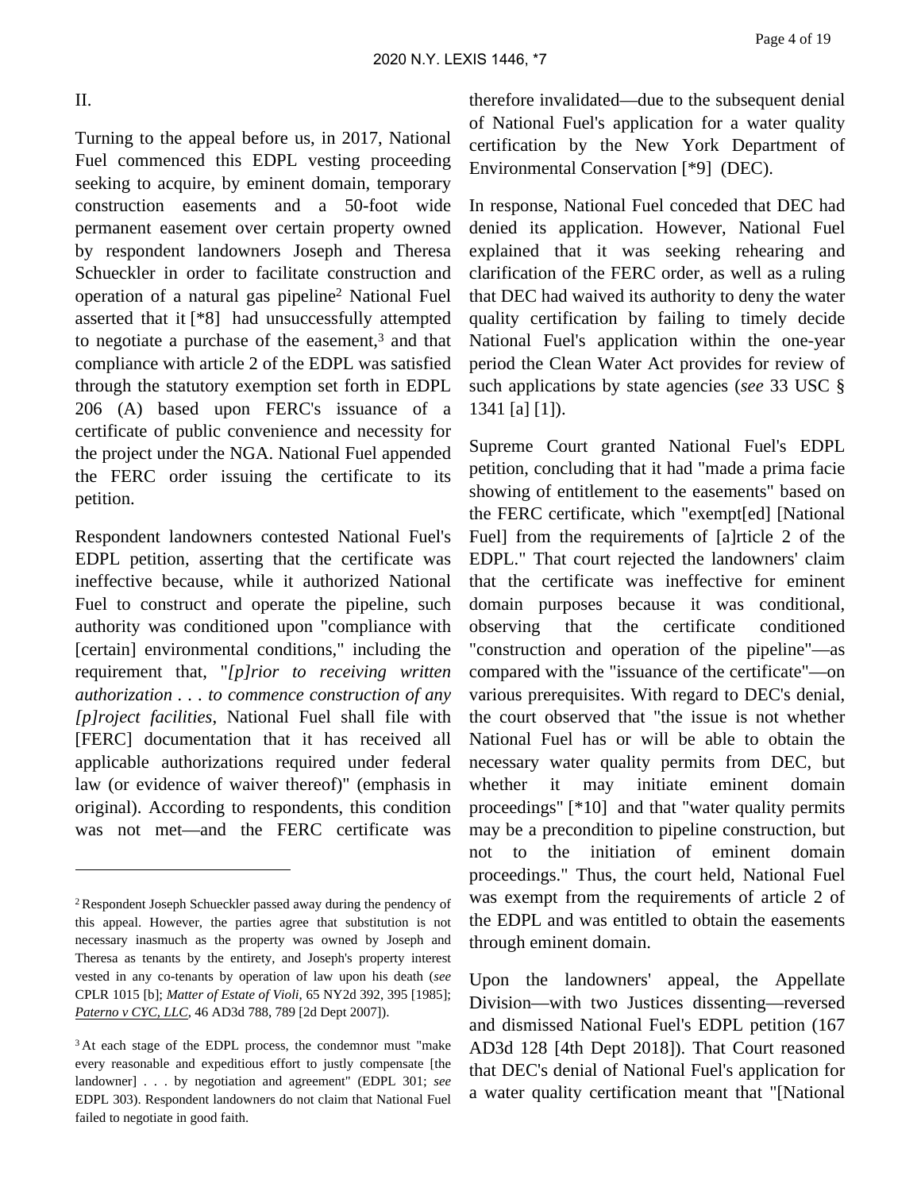II.

Turning to the appeal before us, in 2017, National Fuel commenced this EDPL vesting proceeding seeking to acquire, by eminent domain, temporary construction easements and a 50-foot wide permanent easement over certain property owned by respondent landowners Joseph and Theresa Schueckler in order to facilitate construction and operation of a natural gas pipeline[2] National Fuel asserted that it [*8] had unsuccessfully attempted to negotiate a purchase of the easement,[3] and that compliance with article 2 of the EDPL was satisfied through the statutory exemption set forth in EDPL 206 (A) based upon FERC's issuance of a certificate of public convenience and necessity for the project under the NGA. National Fuel appended the FERC order issuing the certificate to its petition.

Respondent landowners contested National Fuel's EDPL petition, asserting that the certificate was ineffective because, while it authorized National Fuel to construct and operate the pipeline, such authority was conditioned upon "compliance with [certain] environmental conditions," including the requirement that, "*[p]rior to receiving written authorization . . . to commence construction of any [p]roject facilities*, National Fuel shall file with [FERC] documentation that it has received all applicable authorizations required under federal law (or evidence of waiver thereof)" (emphasis in original). According to respondents, this condition was not met—and the FERC certificate was therefore invalidated—due to the subsequent denial of National Fuel's application for a water quality certification by the New York Department of Environmental Conservation [*9] (DEC).

In response, National Fuel conceded that DEC had denied its application. However, National Fuel explained that it was seeking rehearing and clarification of the FERC order, as well as a ruling that DEC had waived its authority to deny the water quality certification by failing to timely decide National Fuel's application within the one-year period the Clean Water Act provides for review of such applications by state agencies (*see* 33 USC § 1341 [a] [1]).

Supreme Court granted National Fuel's EDPL petition, concluding that it had "made a prima facie showing of entitlement to the easements" based on the FERC certificate, which "exempt[ed] [National Fuel] from the requirements of [a]rticle 2 of the EDPL." That court rejected the landowners' claim that the certificate was ineffective for eminent domain purposes because it was conditional, observing that the certificate conditioned "construction and operation of the pipeline"—as compared with the "issuance of the certificate"—on various prerequisites. With regard to DEC's denial, the court observed that "the issue is not whether National Fuel has or will be able to obtain the necessary water quality permits from DEC, but whether it may initiate eminent domain proceedings" [*10] and that "water quality permits may be a precondition to pipeline construction, but not to the initiation of eminent domain proceedings." Thus, the court held, National Fuel was exempt from the requirements of article 2 of the EDPL and was entitled to obtain the easements through eminent domain.

Upon the landowners' appeal, the Appellate Division—with two Justices dissenting—reversed and dismissed National Fuel's EDPL petition (167 AD3d 128 [4th Dept 2018]). That Court reasoned that DEC's denial of National Fuel's application for a water quality certification meant that "[National

---

[2] Respondent Joseph Schueckler passed away during the pendency of this appeal. However, the parties agree that substitution is not necessary inasmuch as the property was owned by Joseph and Theresa as tenants by the entirety, and Joseph's property interest vested in any co-tenants by operation of law upon his death (*see* CPLR 1015 [b]; *Matter of Estate of Violi*, 65 NY2d 392, 395 [1985]; *Paterno v CYC, LLC*, 46 AD3d 788, 789 [2d Dept 2007]).

[3] At each stage of the EDPL process, the condemnor must "make every reasonable and expeditious effort to justly compensate [the landowner] . . . by negotiation and agreement" (EDPL 301; *see* EDPL 303). Respondent landowners do not claim that National Fuel failed to negotiate in good faith.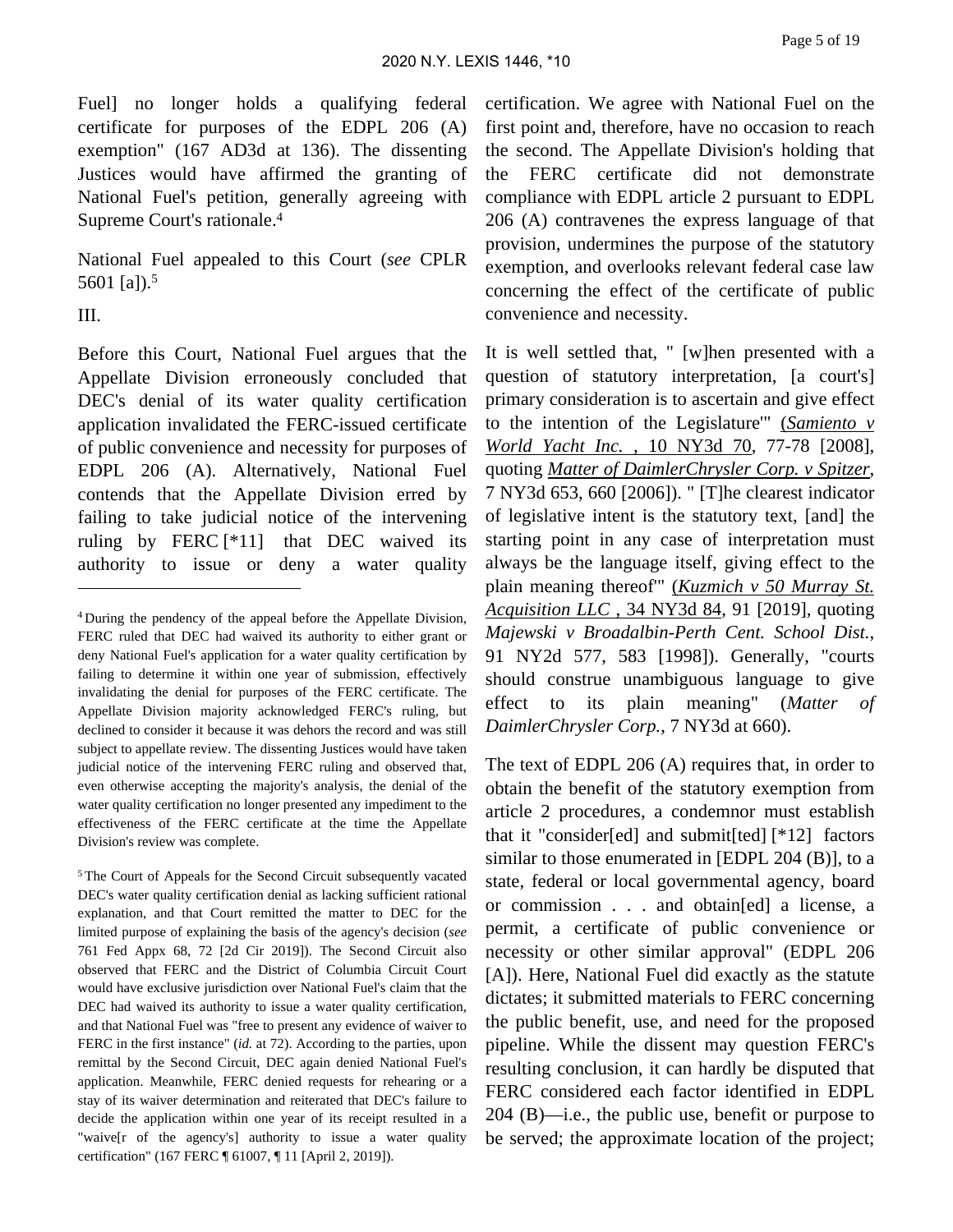Fuel] no longer holds a qualifying federal certificate for purposes of the EDPL 206 (A) exemption" (167 AD3d at 136). The dissenting Justices would have affirmed the granting of National Fuel's petition, generally agreeing with Supreme Court's rationale.[4]

National Fuel appealed to this Court (*see* CPLR 5601 [a]).[5]

III.

Before this Court, National Fuel argues that the Appellate Division erroneously concluded that DEC's denial of its water quality certification application invalidated the FERC-issued certificate of public convenience and necessity for purposes of EDPL 206 (A). Alternatively, National Fuel contends that the Appellate Division erred by failing to take judicial notice of the intervening ruling by FERC [*11] that DEC waived its authority to issue or deny a water quality certification. We agree with National Fuel on the first point and, therefore, have no occasion to reach the second. The Appellate Division's holding that the FERC certificate did not demonstrate compliance with EDPL article 2 pursuant to EDPL 206 (A) contravenes the express language of that provision, undermines the purpose of the statutory exemption, and overlooks relevant federal case law concerning the effect of the certificate of public convenience and necessity.

It is well settled that, " [w]hen presented with a question of statutory interpretation, [a court's] primary consideration is to ascertain and give effect to the intention of the Legislature'" (*Samiento v World Yacht Inc.* , 10 NY3d 70, 77-78 [2008], quoting *Matter of DaimlerChrysler Corp. v Spitzer*, 7 NY3d 653, 660 [2006]). " [T]he clearest indicator of legislative intent is the statutory text, [and] the starting point in any case of interpretation must always be the language itself, giving effect to the plain meaning thereof'" (*Kuzmich v 50 Murray St. Acquisition LLC* , 34 NY3d 84, 91 [2019], quoting *Majewski v Broadalbin-Perth Cent. School Dist.*, 91 NY2d 577, 583 [1998]). Generally, "courts should construe unambiguous language to give effect to its plain meaning" (*Matter of DaimlerChrysler Corp.*, 7 NY3d at 660).

The text of EDPL 206 (A) requires that, in order to obtain the benefit of the statutory exemption from article 2 procedures, a condemnor must establish that it "consider[ed] and submit[ted] [*12] factors similar to those enumerated in [EDPL 204 (B)], to a state, federal or local governmental agency, board or commission . . . and obtain[ed] a license, a permit, a certificate of public convenience or necessity or other similar approval" (EDPL 206 [A]). Here, National Fuel did exactly as the statute dictates; it submitted materials to FERC concerning the public benefit, use, and need for the proposed pipeline. While the dissent may question FERC's resulting conclusion, it can hardly be disputed that FERC considered each factor identified in EDPL 204 (B)—i.e., the public use, benefit or purpose to be served; the approximate location of the project;

---

[4] During the pendency of the appeal before the Appellate Division, FERC ruled that DEC had waived its authority to either grant or deny National Fuel's application for a water quality certification by failing to determine it within one year of submission, effectively invalidating the denial for purposes of the FERC certificate. The Appellate Division majority acknowledged FERC's ruling, but declined to consider it because it was dehors the record and was still subject to appellate review. The dissenting Justices would have taken judicial notice of the intervening FERC ruling and observed that, even otherwise accepting the majority's analysis, the denial of the water quality certification no longer presented any impediment to the effectiveness of the FERC certificate at the time the Appellate Division's review was complete.

[5] The Court of Appeals for the Second Circuit subsequently vacated DEC's water quality certification denial as lacking sufficient rational explanation, and that Court remitted the matter to DEC for the limited purpose of explaining the basis of the agency's decision (*see* 761 Fed Appx 68, 72 [2d Cir 2019]). The Second Circuit also observed that FERC and the District of Columbia Circuit Court would have exclusive jurisdiction over National Fuel's claim that the DEC had waived its authority to issue a water quality certification, and that National Fuel was "free to present any evidence of waiver to FERC in the first instance" (*id.* at 72). According to the parties, upon remittal by the Second Circuit, DEC again denied National Fuel's application. Meanwhile, FERC denied requests for rehearing or a stay of its waiver determination and reiterated that DEC's failure to decide the application within one year of its receipt resulted in a "waive[r of the agency's] authority to issue a water quality certification" (167 FERC ¶ 61007, ¶ 11 [April 2, 2019]).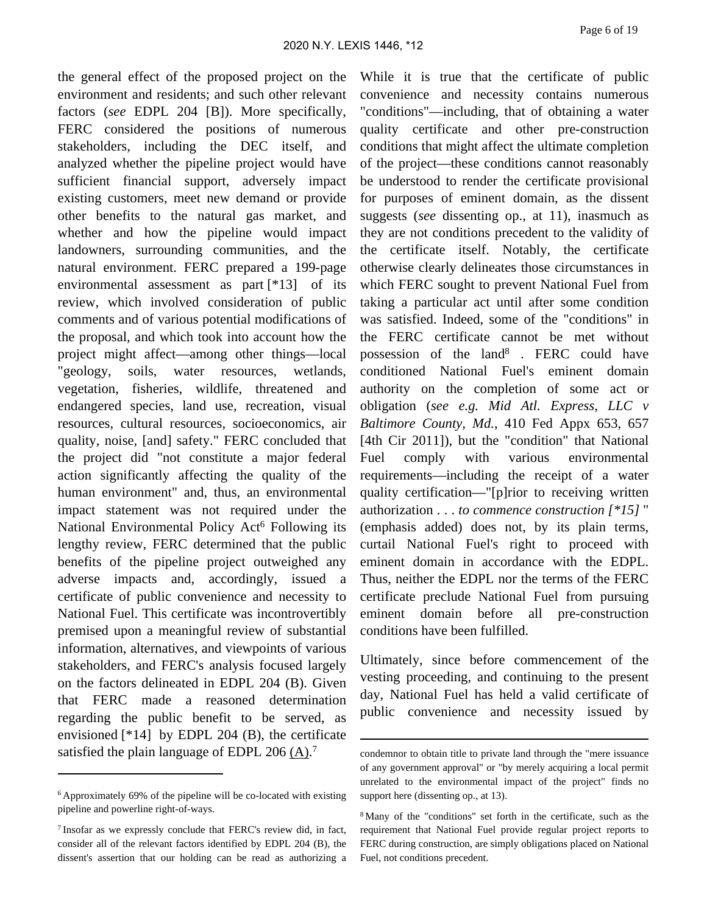the general effect of the proposed project on the environment and residents; and such other relevant factors (*see* EDPL 204 [B]). More specifically, FERC considered the positions of numerous stakeholders, including the DEC itself, and analyzed whether the pipeline project would have sufficient financial support, adversely impact existing customers, meet new demand or provide other benefits to the natural gas market, and whether and how the pipeline would impact landowners, surrounding communities, and the natural environment. FERC prepared a 199-page environmental assessment as part [*13] of its review, which involved consideration of public comments and of various potential modifications of the proposal, and which took into account how the project might affect—among other things—local "geology, soils, water resources, wetlands, vegetation, fisheries, wildlife, threatened and endangered species, land use, recreation, visual resources, cultural resources, socioeconomics, air quality, noise, [and] safety." FERC concluded that the project did "not constitute a major federal action significantly affecting the quality of the human environment" and, thus, an environmental impact statement was not required under the National Environmental Policy Act[6] Following its lengthy review, FERC determined that the public benefits of the pipeline project outweighed any adverse impacts and, accordingly, issued a certificate of public convenience and necessity to National Fuel. This certificate was incontrovertibly premised upon a meaningful review of substantial information, alternatives, and viewpoints of various stakeholders, and FERC's analysis focused largely on the factors delineated in EDPL 204 (B). Given that FERC made a reasoned determination regarding the public benefit to be served, as envisioned [*14] by EDPL 204 (B), the certificate satisfied the plain language of EDPL 206 (A).[7]

While it is true that the certificate of public convenience and necessity contains numerous "conditions"—including, that of obtaining a water quality certificate and other pre-construction conditions that might affect the ultimate completion of the project—these conditions cannot reasonably be understood to render the certificate provisional for purposes of eminent domain, as the dissent suggests (*see* dissenting op., at 11), inasmuch as they are not conditions precedent to the validity of the certificate itself. Notably, the certificate otherwise clearly delineates those circumstances in which FERC sought to prevent National Fuel from taking a particular act until after some condition was satisfied. Indeed, some of the "conditions" in the FERC certificate cannot be met without possession of the land[8] . FERC could have conditioned National Fuel's eminent domain authority on the completion of some act or obligation (*see e.g. Mid Atl. Express, LLC v Baltimore County, Md.*, 410 Fed Appx 653, 657 [4th Cir 2011]), but the "condition" that National Fuel comply with various environmental requirements—including the receipt of a water quality certification—"[p]rior to receiving written authorization . . . *to commence construction [*15]* " (emphasis added) does not, by its plain terms, curtail National Fuel's right to proceed with eminent domain in accordance with the EDPL. Thus, neither the EDPL nor the terms of the FERC certificate preclude National Fuel from pursuing eminent domain before all pre-construction conditions have been fulfilled.

Ultimately, since before commencement of the vesting proceeding, and continuing to the present day, National Fuel has held a valid certificate of public convenience and necessity issued by

---

[6] Approximately 69% of the pipeline will be co-located with existing pipeline and powerline right-of-ways.

[7] Insofar as we expressly conclude that FERC's review did, in fact, consider all of the relevant factors identified by EDPL 204 (B), the dissent's assertion that our holding can be read as authorizing a condemnor to obtain title to private land through the "mere issuance of any government approval" or "by merely acquiring a local permit unrelated to the environmental impact of the project" finds no support here (dissenting op., at 13).

[8] Many of the "conditions" set forth in the certificate, such as the requirement that National Fuel provide regular project reports to FERC during construction, are simply obligations placed on National Fuel, not conditions precedent.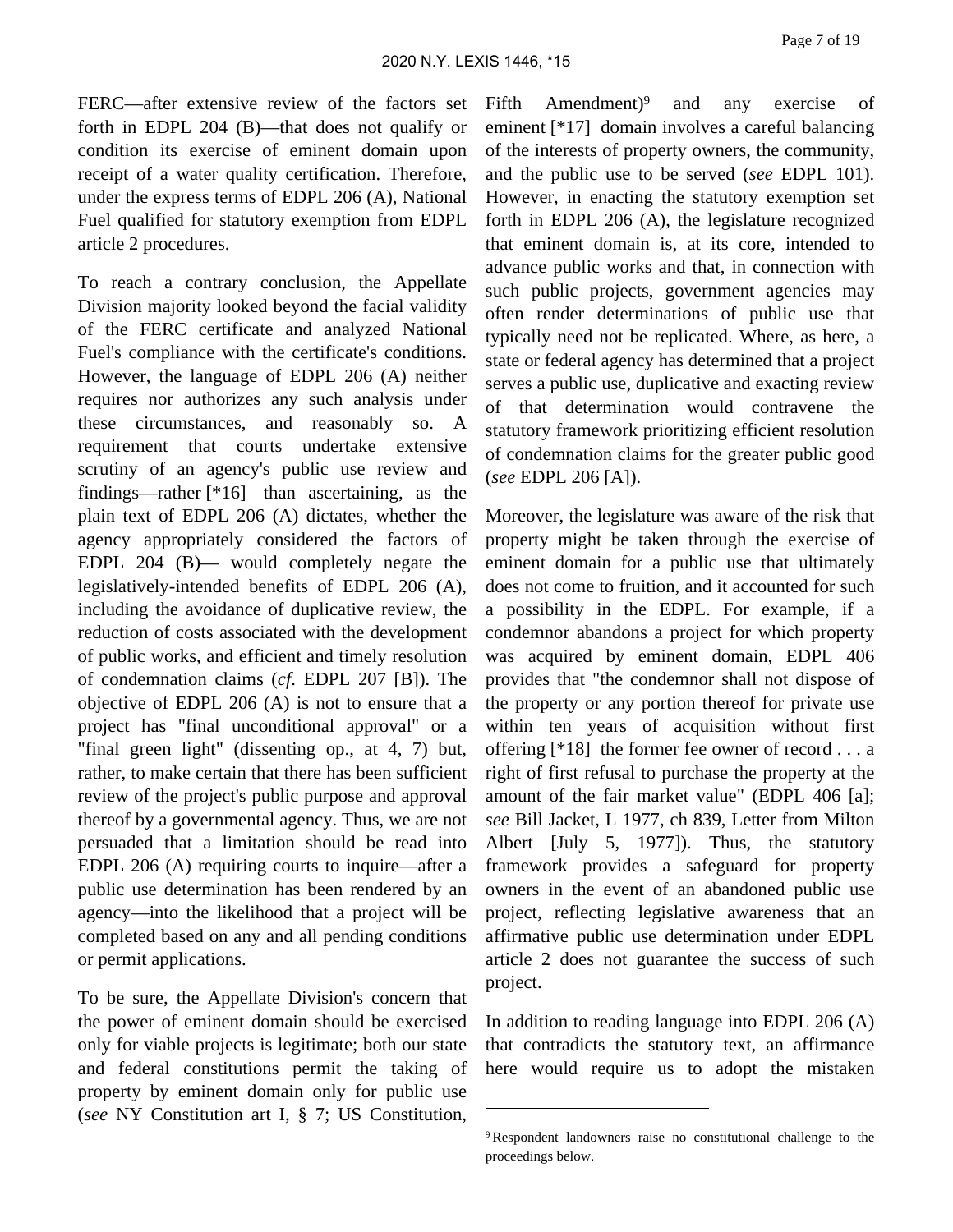FERC—after extensive review of the factors set forth in EDPL 204 (B)—that does not qualify or condition its exercise of eminent domain upon receipt of a water quality certification. Therefore, under the express terms of EDPL 206 (A), National Fuel qualified for statutory exemption from EDPL article 2 procedures.

To reach a contrary conclusion, the Appellate Division majority looked beyond the facial validity of the FERC certificate and analyzed National Fuel's compliance with the certificate's conditions. However, the language of EDPL 206 (A) neither requires nor authorizes any such analysis under these circumstances, and reasonably so. A requirement that courts undertake extensive scrutiny of an agency's public use review and findings—rather [*16] than ascertaining, as the plain text of EDPL 206 (A) dictates, whether the agency appropriately considered the factors of EDPL 204 (B)— would completely negate the legislatively-intended benefits of EDPL 206 (A), including the avoidance of duplicative review, the reduction of costs associated with the development of public works, and efficient and timely resolution of condemnation claims (*cf.* EDPL 207 [B]). The objective of EDPL 206 (A) is not to ensure that a project has "final unconditional approval" or a "final green light" (dissenting op., at 4, 7) but, rather, to make certain that there has been sufficient review of the project's public purpose and approval thereof by a governmental agency. Thus, we are not persuaded that a limitation should be read into EDPL 206 (A) requiring courts to inquire—after a public use determination has been rendered by an agency—into the likelihood that a project will be completed based on any and all pending conditions or permit applications.

To be sure, the Appellate Division's concern that the power of eminent domain should be exercised only for viable projects is legitimate; both our state and federal constitutions permit the taking of property by eminent domain only for public use (*see* NY Constitution art I, § 7; US Constitution, Fifth Amendment)[9] and any exercise of eminent [*17] domain involves a careful balancing of the interests of property owners, the community, and the public use to be served (*see* EDPL 101). However, in enacting the statutory exemption set forth in EDPL 206 (A), the legislature recognized that eminent domain is, at its core, intended to advance public works and that, in connection with such public projects, government agencies may often render determinations of public use that typically need not be replicated. Where, as here, a state or federal agency has determined that a project serves a public use, duplicative and exacting review of that determination would contravene the statutory framework prioritizing efficient resolution of condemnation claims for the greater public good (*see* EDPL 206 [A]).

Moreover, the legislature was aware of the risk that property might be taken through the exercise of eminent domain for a public use that ultimately does not come to fruition, and it accounted for such a possibility in the EDPL. For example, if a condemnor abandons a project for which property was acquired by eminent domain, EDPL 406 provides that "the condemnor shall not dispose of the property or any portion thereof for private use within ten years of acquisition without first offering [*18] the former fee owner of record . . . a right of first refusal to purchase the property at the amount of the fair market value" (EDPL 406 [a]; *see* Bill Jacket, L 1977, ch 839, Letter from Milton Albert [July 5, 1977]). Thus, the statutory framework provides a safeguard for property owners in the event of an abandoned public use project, reflecting legislative awareness that an affirmative public use determination under EDPL article 2 does not guarantee the success of such project.

In addition to reading language into EDPL 206 (A) that contradicts the statutory text, an affirmance here would require us to adopt the mistaken

---

[9] Respondent landowners raise no constitutional challenge to the proceedings below.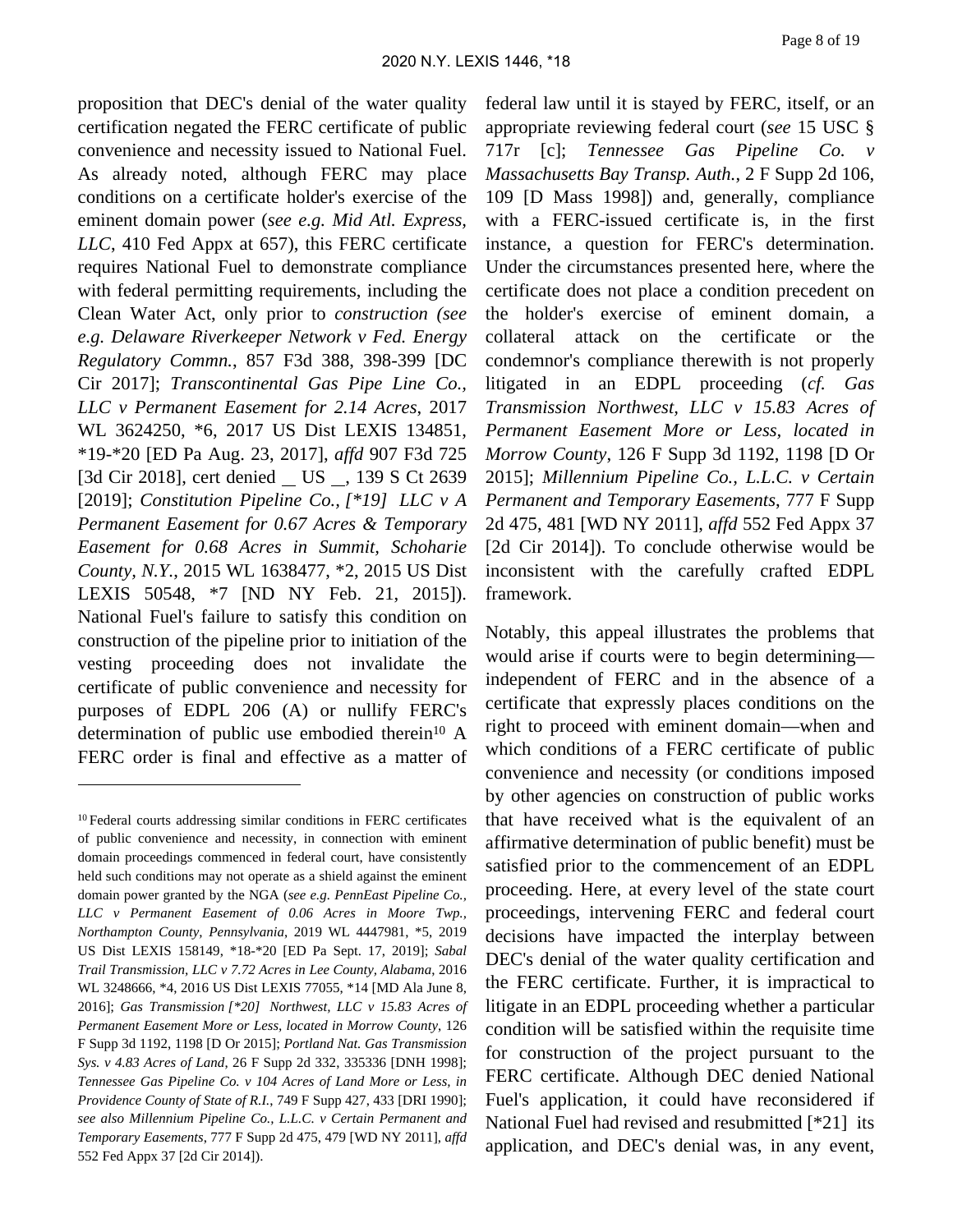proposition that DEC's denial of the water quality certification negated the FERC certificate of public convenience and necessity issued to National Fuel. As already noted, although FERC may place conditions on a certificate holder's exercise of the eminent domain power (*see e.g. Mid Atl. Express, LLC*, 410 Fed Appx at 657), this FERC certificate requires National Fuel to demonstrate compliance with federal permitting requirements, including the Clean Water Act, only prior to *construction (see e.g. Delaware Riverkeeper Network v Fed. Energy Regulatory Commn.*, 857 F3d 388, 398-399 [DC Cir 2017]; *Transcontinental Gas Pipe Line Co., LLC v Permanent Easement for 2.14 Acres*, 2017 WL 3624250, *6, 2017 US Dist LEXIS 134851, *19-*20 [ED Pa Aug. 23, 2017], *affd* 907 F3d 725 [3d Cir 2018], cert denied _ US _, 139 S Ct 2639 [2019]; *Constitution Pipeline Co., [*19] LLC v A Permanent Easement for 0.67 Acres & Temporary Easement for 0.68 Acres in Summit, Schoharie County, N.Y.*, 2015 WL 1638477, *2, 2015 US Dist LEXIS 50548, *7 [ND NY Feb. 21, 2015]). National Fuel's failure to satisfy this condition on construction of the pipeline prior to initiation of the vesting proceeding does not invalidate the certificate of public convenience and necessity for purposes of EDPL 206 (A) or nullify FERC's determination of public use embodied therein[10] A FERC order is final and effective as a matter of federal law until it is stayed by FERC, itself, or an appropriate reviewing federal court (*see* 15 USC § 717r [c]; *Tennessee Gas Pipeline Co. v Massachusetts Bay Transp. Auth.*, 2 F Supp 2d 106, 109 [D Mass 1998]) and, generally, compliance with a FERC-issued certificate is, in the first instance, a question for FERC's determination. Under the circumstances presented here, where the certificate does not place a condition precedent on the holder's exercise of eminent domain, a collateral attack on the certificate or the condemnor's compliance therewith is not properly litigated in an EDPL proceeding (*cf. Gas Transmission Northwest, LLC v 15.83 Acres of Permanent Easement More or Less, located in Morrow County*, 126 F Supp 3d 1192, 1198 [D Or 2015]; *Millennium Pipeline Co., L.L.C. v Certain Permanent and Temporary Easements*, 777 F Supp 2d 475, 481 [WD NY 2011], *affd* 552 Fed Appx 37 [2d Cir 2014]). To conclude otherwise would be inconsistent with the carefully crafted EDPL framework.

Notably, this appeal illustrates the problems that would arise if courts were to begin determining—independent of FERC and in the absence of a certificate that expressly places conditions on the right to proceed with eminent domain—when and which conditions of a FERC certificate of public convenience and necessity (or conditions imposed by other agencies on construction of public works that have received what is the equivalent of an affirmative determination of public benefit) must be satisfied prior to the commencement of an EDPL proceeding. Here, at every level of the state court proceedings, intervening FERC and federal court decisions have impacted the interplay between DEC's denial of the water quality certification and the FERC certificate. Further, it is impractical to litigate in an EDPL proceeding whether a particular condition will be satisfied within the requisite time for construction of the project pursuant to the FERC certificate. Although DEC denied National Fuel's application, it could have reconsidered if National Fuel had revised and resubmitted [*21] its application, and DEC's denial was, in any event,

[10] Federal courts addressing similar conditions in FERC certificates of public convenience and necessity, in connection with eminent domain proceedings commenced in federal court, have consistently held such conditions may not operate as a shield against the eminent domain power granted by the NGA (*see e.g. PennEast Pipeline Co., LLC v Permanent Easement of 0.06 Acres in Moore Twp., Northampton County, Pennsylvania*, 2019 WL 4447981, *5, 2019 US Dist LEXIS 158149, *18-*20 [ED Pa Sept. 17, 2019]; *Sabal Trail Transmission, LLC v 7.72 Acres in Lee County, Alabama*, 2016 WL 3248666, *4, 2016 US Dist LEXIS 77055, *14 [MD Ala June 8, 2016]; *Gas Transmission [*20] Northwest, LLC v 15.83 Acres of Permanent Easement More or Less, located in Morrow County*, 126 F Supp 3d 1192, 1198 [D Or 2015]; *Portland Nat. Gas Transmission Sys. v 4.83 Acres of Land*, 26 F Supp 2d 332, 335336 [DNH 1998]; *Tennessee Gas Pipeline Co. v 104 Acres of Land More or Less, in Providence County of State of R.I.*, 749 F Supp 427, 433 [DRI 1990]; *see also Millennium Pipeline Co., L.L.C. v Certain Permanent and Temporary Easements*, 777 F Supp 2d 475, 479 [WD NY 2011], *affd* 552 Fed Appx 37 [2d Cir 2014]).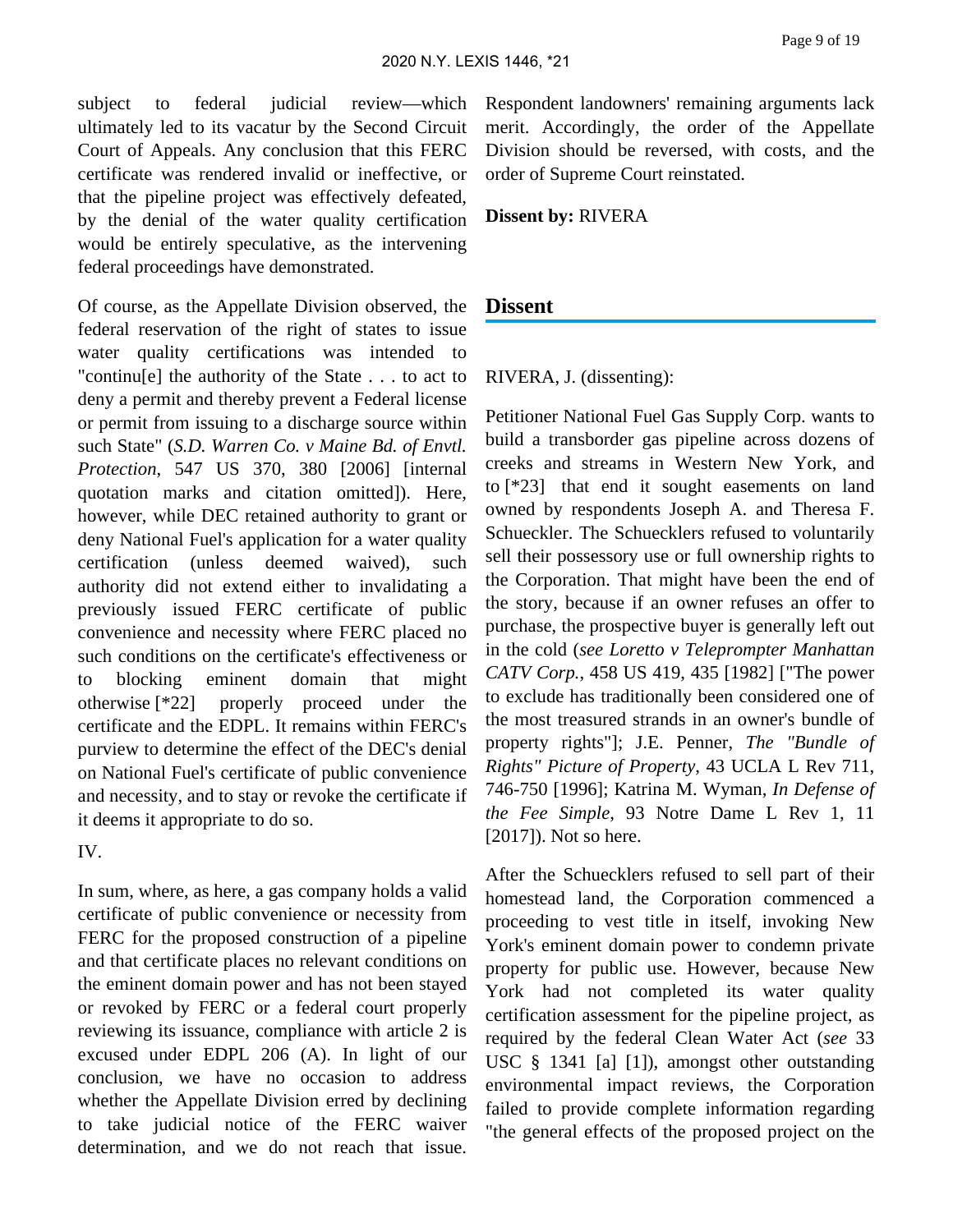subject to federal judicial review—which ultimately led to its vacatur by the Second Circuit Court of Appeals. Any conclusion that this FERC certificate was rendered invalid or ineffective, or that the pipeline project was effectively defeated, by the denial of the water quality certification would be entirely speculative, as the intervening federal proceedings have demonstrated.

Of course, as the Appellate Division observed, the federal reservation of the right of states to issue water quality certifications was intended to "continu[e] the authority of the State . . . to act to deny a permit and thereby prevent a Federal license or permit from issuing to a discharge source within such State" (*S.D. Warren Co. v Maine Bd. of Envtl. Protection*, 547 US 370, 380 [2006] [internal quotation marks and citation omitted]). Here, however, while DEC retained authority to grant or deny National Fuel's application for a water quality certification (unless deemed waived), such authority did not extend either to invalidating a previously issued FERC certificate of public convenience and necessity where FERC placed no such conditions on the certificate's effectiveness or to blocking eminent domain that might otherwise [*22] properly proceed under the certificate and the EDPL. It remains within FERC's purview to determine the effect of the DEC's denial on National Fuel's certificate of public convenience and necessity, and to stay or revoke the certificate if it deems it appropriate to do so.

IV.

In sum, where, as here, a gas company holds a valid certificate of public convenience or necessity from FERC for the proposed construction of a pipeline and that certificate places no relevant conditions on the eminent domain power and has not been stayed or revoked by FERC or a federal court properly reviewing its issuance, compliance with article 2 is excused under EDPL 206 (A). In light of our conclusion, we have no occasion to address whether the Appellate Division erred by declining to take judicial notice of the FERC waiver determination, and we do not reach that issue. Respondent landowners' remaining arguments lack merit. Accordingly, the order of the Appellate Division should be reversed, with costs, and the order of Supreme Court reinstated.

**Dissent by:** RIVERA

## Dissent

RIVERA, J. (dissenting):

Petitioner National Fuel Gas Supply Corp. wants to build a transborder gas pipeline across dozens of creeks and streams in Western New York, and to [*23] that end it sought easements on land owned by respondents Joseph A. and Theresa F. Schueckler. The Schuecklers refused to voluntarily sell their possessory use or full ownership rights to the Corporation. That might have been the end of the story, because if an owner refuses an offer to purchase, the prospective buyer is generally left out in the cold (*see Loretto v Teleprompter Manhattan CATV Corp.*, 458 US 419, 435 [1982] ["The power to exclude has traditionally been considered one of the most treasured strands in an owner's bundle of property rights"]; J.E. Penner, *The "Bundle of Rights" Picture of Property*, 43 UCLA L Rev 711, 746-750 [1996]; Katrina M. Wyman, *In Defense of the Fee Simple*, 93 Notre Dame L Rev 1, 11 [2017]). Not so here.

After the Schuecklers refused to sell part of their homestead land, the Corporation commenced a proceeding to vest title in itself, invoking New York's eminent domain power to condemn private property for public use. However, because New York had not completed its water quality certification assessment for the pipeline project, as required by the federal Clean Water Act (*see* 33 USC § 1341 [a] [1]), amongst other outstanding environmental impact reviews, the Corporation failed to provide complete information regarding "the general effects of the proposed project on the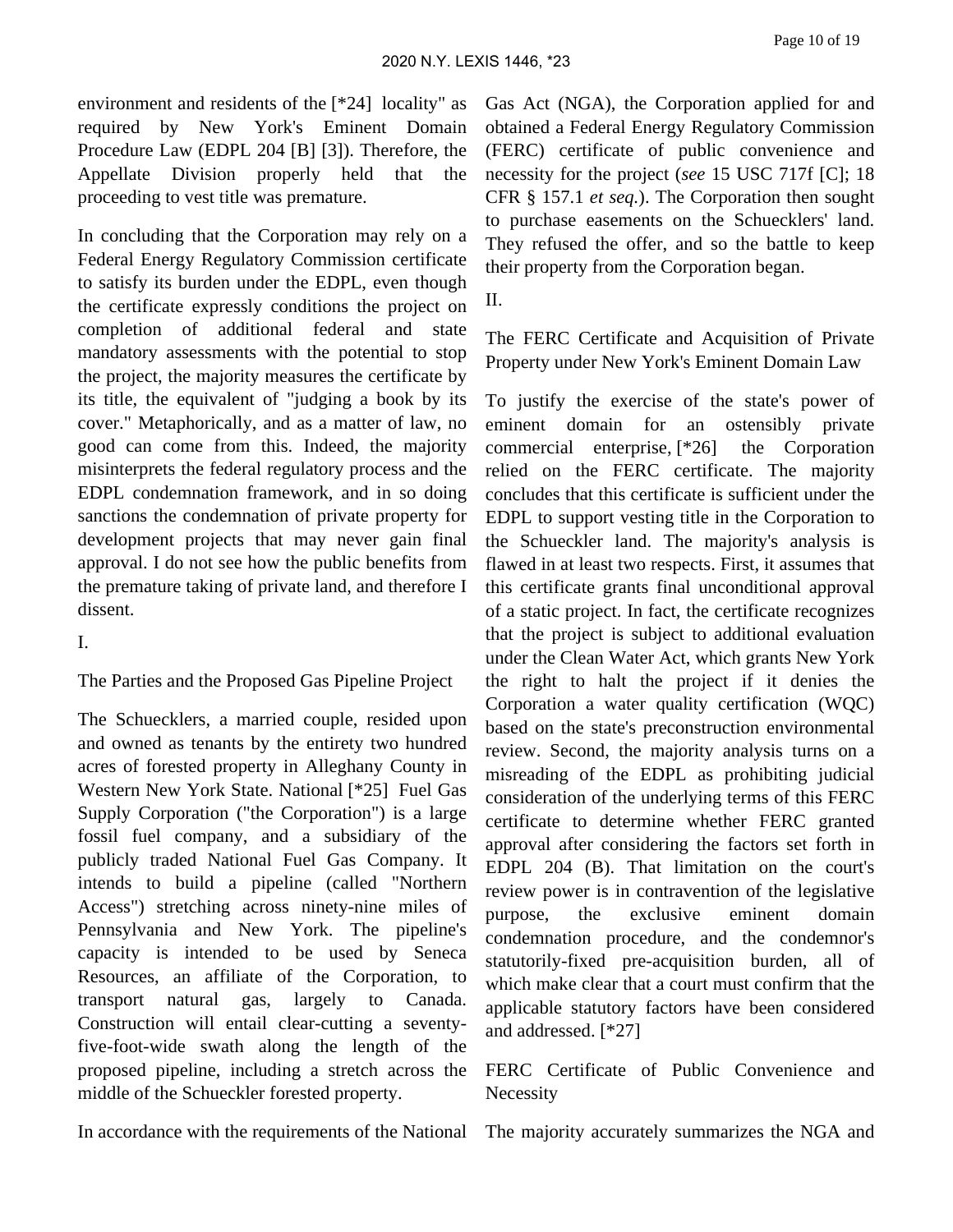environment and residents of the [*24] locality" as required by New York's Eminent Domain Procedure Law (EDPL 204 [B] [3]). Therefore, the Appellate Division properly held that the proceeding to vest title was premature.

In concluding that the Corporation may rely on a Federal Energy Regulatory Commission certificate to satisfy its burden under the EDPL, even though the certificate expressly conditions the project on completion of additional federal and state mandatory assessments with the potential to stop the project, the majority measures the certificate by its title, the equivalent of "judging a book by its cover." Metaphorically, and as a matter of law, no good can come from this. Indeed, the majority misinterprets the federal regulatory process and the EDPL condemnation framework, and in so doing sanctions the condemnation of private property for development projects that may never gain final approval. I do not see how the public benefits from the premature taking of private land, and therefore I dissent.

I.

The Parties and the Proposed Gas Pipeline Project

The Schuecklers, a married couple, resided upon and owned as tenants by the entirety two hundred acres of forested property in Alleghany County in Western New York State. National [*25] Fuel Gas Supply Corporation ("the Corporation") is a large fossil fuel company, and a subsidiary of the publicly traded National Fuel Gas Company. It intends to build a pipeline (called "Northern Access") stretching across ninety-nine miles of Pennsylvania and New York. The pipeline's capacity is intended to be used by Seneca Resources, an affiliate of the Corporation, to transport natural gas, largely to Canada. Construction will entail clear-cutting a seventy-five-foot-wide swath along the length of the proposed pipeline, including a stretch across the middle of the Schueckler forested property.

In accordance with the requirements of the National Gas Act (NGA), the Corporation applied for and obtained a Federal Energy Regulatory Commission (FERC) certificate of public convenience and necessity for the project (*see* 15 USC 717f [C]; 18 CFR § 157.1 *et seq.*). The Corporation then sought to purchase easements on the Schuecklers' land. They refused the offer, and so the battle to keep their property from the Corporation began.

II.

The FERC Certificate and Acquisition of Private Property under New York's Eminent Domain Law

To justify the exercise of the state's power of eminent domain for an ostensibly private commercial enterprise, [*26] the Corporation relied on the FERC certificate. The majority concludes that this certificate is sufficient under the EDPL to support vesting title in the Corporation to the Schueckler land. The majority's analysis is flawed in at least two respects. First, it assumes that this certificate grants final unconditional approval of a static project. In fact, the certificate recognizes that the project is subject to additional evaluation under the Clean Water Act, which grants New York the right to halt the project if it denies the Corporation a water quality certification (WQC) based on the state's preconstruction environmental review. Second, the majority analysis turns on a misreading of the EDPL as prohibiting judicial consideration of the underlying terms of this FERC certificate to determine whether FERC granted approval after considering the factors set forth in EDPL 204 (B). That limitation on the court's review power is in contravention of the legislative purpose, the exclusive eminent domain condemnation procedure, and the condemnor's statutorily-fixed pre-acquisition burden, all of which make clear that a court must confirm that the applicable statutory factors have been considered and addressed. [*27]

FERC Certificate of Public Convenience and Necessity

The majority accurately summarizes the NGA and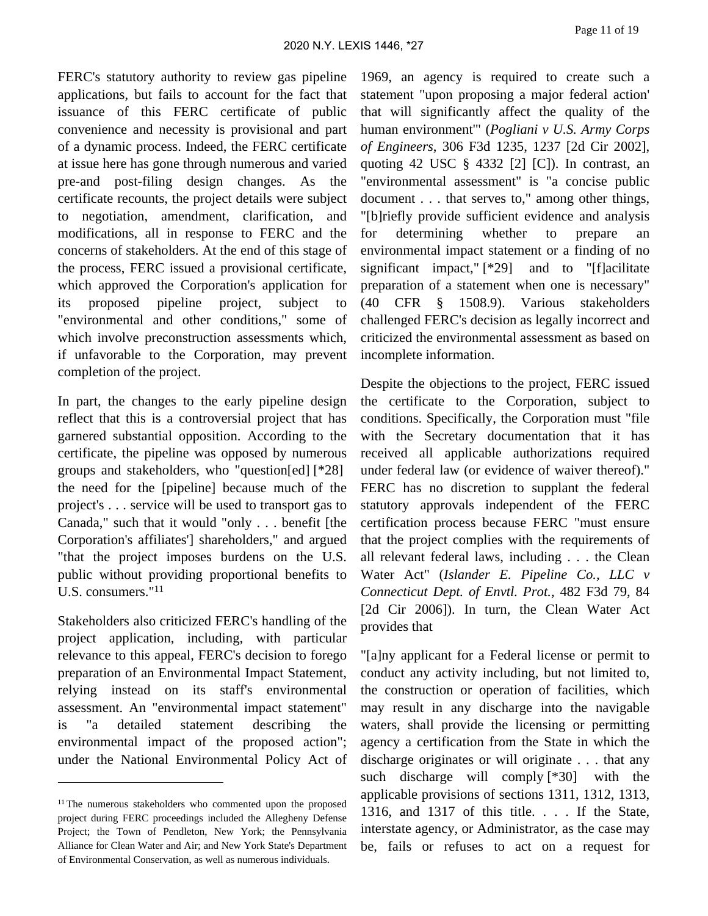FERC's statutory authority to review gas pipeline applications, but fails to account for the fact that issuance of this FERC certificate of public convenience and necessity is provisional and part of a dynamic process. Indeed, the FERC certificate at issue here has gone through numerous and varied pre-and post-filing design changes. As the certificate recounts, the project details were subject to negotiation, amendment, clarification, and modifications, all in response to FERC and the concerns of stakeholders. At the end of this stage of the process, FERC issued a provisional certificate, which approved the Corporation's application for its proposed pipeline project, subject to "environmental and other conditions," some of which involve preconstruction assessments which, if unfavorable to the Corporation, may prevent completion of the project.

In part, the changes to the early pipeline design reflect that this is a controversial project that has garnered substantial opposition. According to the certificate, the pipeline was opposed by numerous groups and stakeholders, who "question[ed] [*28] the need for the [pipeline] because much of the project's . . . service will be used to transport gas to Canada," such that it would "only . . . benefit [the Corporation's affiliates'] shareholders," and argued "that the project imposes burdens on the U.S. public without providing proportional benefits to U.S. consumers."[11]

Stakeholders also criticized FERC's handling of the project application, including, with particular relevance to this appeal, FERC's decision to forego preparation of an Environmental Impact Statement, relying instead on its staff's environmental assessment. An "environmental impact statement" is "a detailed statement describing the environmental impact of the proposed action"; under the National Environmental Policy Act of 1969, an agency is required to create such a statement "upon proposing a major federal action' that will significantly affect the quality of the human environment'" (*Pogliani v U.S. Army Corps of Engineers*, 306 F3d 1235, 1237 [2d Cir 2002], quoting 42 USC § 4332 [2] [C]). In contrast, an "environmental assessment" is "a concise public document . . . that serves to," among other things, "[b]riefly provide sufficient evidence and analysis for determining whether to prepare an environmental impact statement or a finding of no significant impact," [*29] and to "[f]acilitate preparation of a statement when one is necessary" (40 CFR § 1508.9). Various stakeholders challenged FERC's decision as legally incorrect and criticized the environmental assessment as based on incomplete information.

Despite the objections to the project, FERC issued the certificate to the Corporation, subject to conditions. Specifically, the Corporation must "file with the Secretary documentation that it has received all applicable authorizations required under federal law (or evidence of waiver thereof)." FERC has no discretion to supplant the federal statutory approvals independent of the FERC certification process because FERC "must ensure that the project complies with the requirements of all relevant federal laws, including . . . the Clean Water Act" (*Islander E. Pipeline Co., LLC v Connecticut Dept. of Envtl. Prot.*, 482 F3d 79, 84 [2d Cir 2006]). In turn, the Clean Water Act provides that

"[a]ny applicant for a Federal license or permit to conduct any activity including, but not limited to, the construction or operation of facilities, which may result in any discharge into the navigable waters, shall provide the licensing or permitting agency a certification from the State in which the discharge originates or will originate . . . that any such discharge will comply [*30] with the applicable provisions of sections 1311, 1312, 1313, 1316, and 1317 of this title. . . . If the State, interstate agency, or Administrator, as the case may be, fails or refuses to act on a request for

---

[11] The numerous stakeholders who commented upon the proposed project during FERC proceedings included the Allegheny Defense Project; the Town of Pendleton, New York; the Pennsylvania Alliance for Clean Water and Air; and New York State's Department of Environmental Conservation, as well as numerous individuals.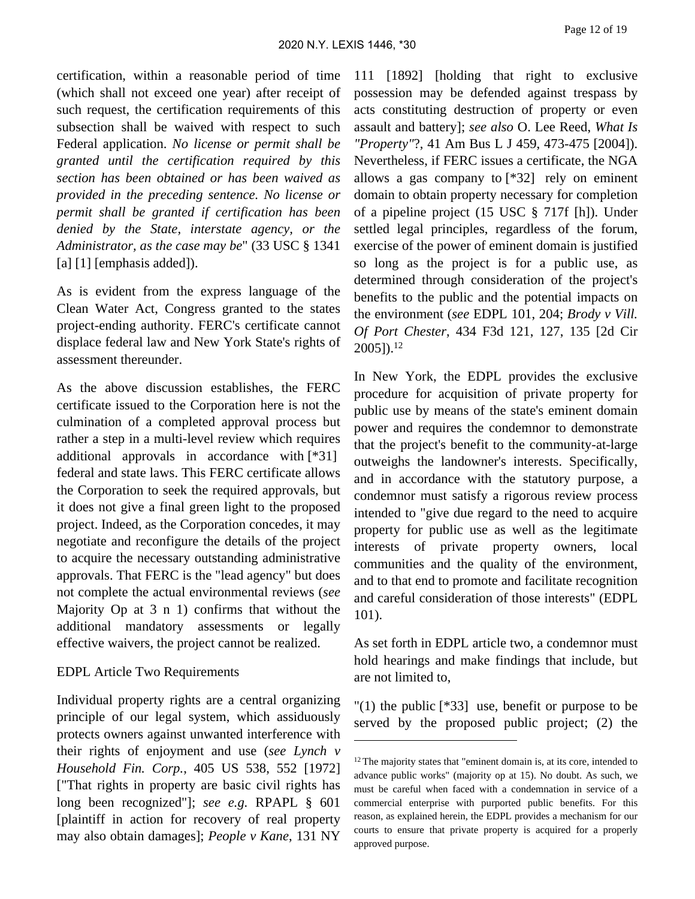certification, within a reasonable period of time (which shall not exceed one year) after receipt of such request, the certification requirements of this subsection shall be waived with respect to such Federal application. *No license or permit shall be granted until the certification required by this section has been obtained or has been waived as provided in the preceding sentence. No license or permit shall be granted if certification has been denied by the State, interstate agency, or the Administrator, as the case may be*" (33 USC § 1341 [a] [1] [emphasis added]).

As is evident from the express language of the Clean Water Act, Congress granted to the states project-ending authority. FERC's certificate cannot displace federal law and New York State's rights of assessment thereunder.

As the above discussion establishes, the FERC certificate issued to the Corporation here is not the culmination of a completed approval process but rather a step in a multi-level review which requires additional approvals in accordance with [*31] federal and state laws. This FERC certificate allows the Corporation to seek the required approvals, but it does not give a final green light to the proposed project. Indeed, as the Corporation concedes, it may negotiate and reconfigure the details of the project to acquire the necessary outstanding administrative approvals. That FERC is the "lead agency" but does not complete the actual environmental reviews (*see* Majority Op at 3 n 1) confirms that without the additional mandatory assessments or legally effective waivers, the project cannot be realized.

EDPL Article Two Requirements

Individual property rights are a central organizing principle of our legal system, which assiduously protects owners against unwanted interference with their rights of enjoyment and use (*see Lynch v Household Fin. Corp.*, 405 US 538, 552 [1972] ["That rights in property are basic civil rights has long been recognized"]; *see e.g.* RPAPL § 601 [plaintiff in action for recovery of real property may also obtain damages]; *People v Kane*, 131 NY 111 [1892] [holding that right to exclusive possession may be defended against trespass by acts constituting destruction of property or even assault and battery]; *see also* O. Lee Reed, *What Is "Property"*?, 41 Am Bus L J 459, 473-475 [2004]). Nevertheless, if FERC issues a certificate, the NGA allows a gas company to [*32] rely on eminent domain to obtain property necessary for completion of a pipeline project (15 USC § 717f [h]). Under settled legal principles, regardless of the forum, exercise of the power of eminent domain is justified so long as the project is for a public use, as determined through consideration of the project's benefits to the public and the potential impacts on the environment (*see* EDPL 101, 204; *Brody v Vill. Of Port Chester*, 434 F3d 121, 127, 135 [2d Cir 2005]).[12]

In New York, the EDPL provides the exclusive procedure for acquisition of private property for public use by means of the state's eminent domain power and requires the condemnor to demonstrate that the project's benefit to the community-at-large outweighs the landowner's interests. Specifically, and in accordance with the statutory purpose, a condemnor must satisfy a rigorous review process intended to "give due regard to the need to acquire property for public use as well as the legitimate interests of private property owners, local communities and the quality of the environment, and to that end to promote and facilitate recognition and careful consideration of those interests" (EDPL 101).

As set forth in EDPL article two, a condemnor must hold hearings and make findings that include, but are not limited to,

"(1) the public [*33] use, benefit or purpose to be served by the proposed public project; (2) the

[12] The majority states that "eminent domain is, at its core, intended to advance public works" (majority op at 15). No doubt. As such, we must be careful when faced with a condemnation in service of a commercial enterprise with purported public benefits. For this reason, as explained herein, the EDPL provides a mechanism for our courts to ensure that private property is acquired for a properly approved purpose.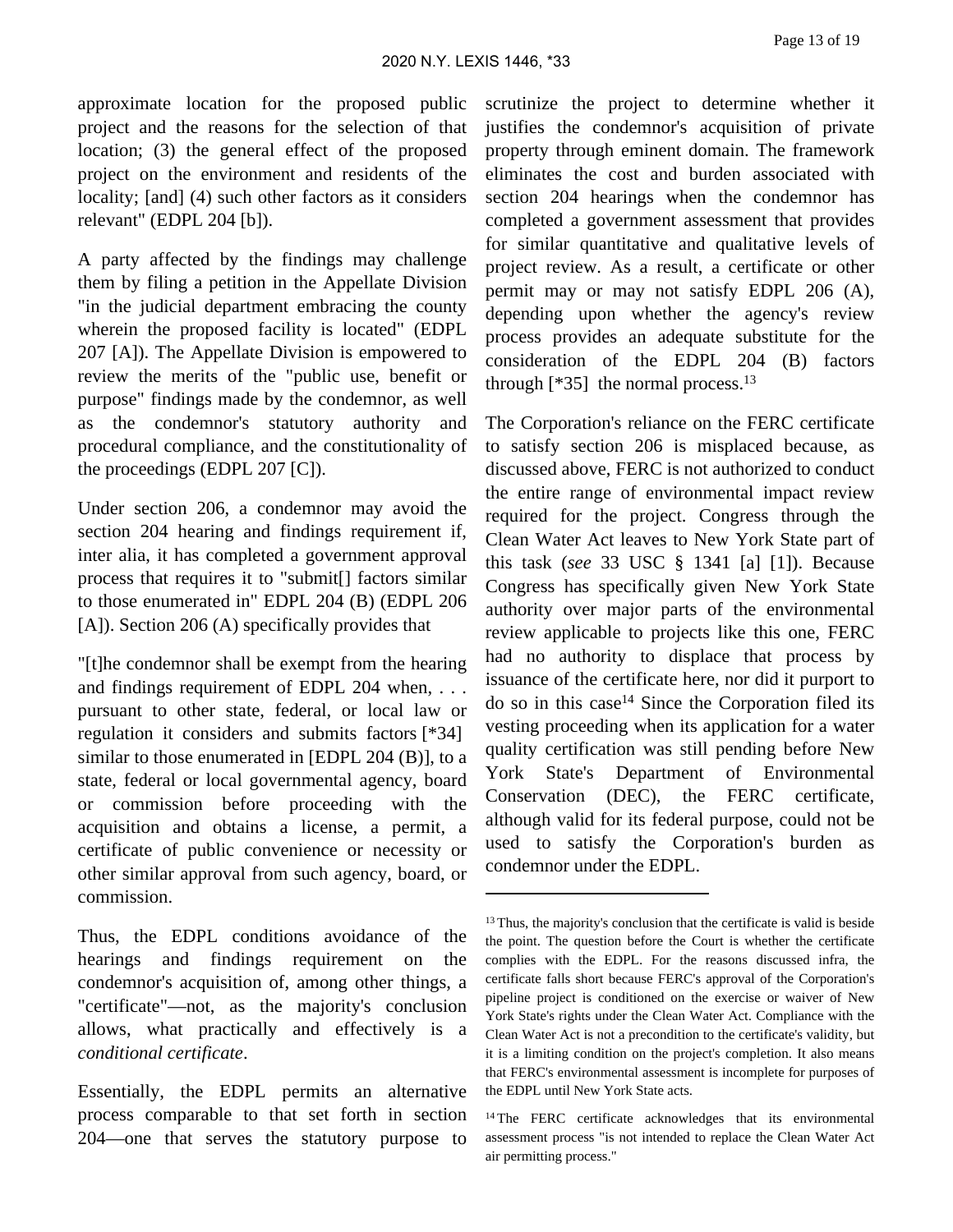approximate location for the proposed public project and the reasons for the selection of that location; (3) the general effect of the proposed project on the environment and residents of the locality; [and] (4) such other factors as it considers relevant" (EDPL 204 [b]).

A party affected by the findings may challenge them by filing a petition in the Appellate Division "in the judicial department embracing the county wherein the proposed facility is located" (EDPL 207 [A]). The Appellate Division is empowered to review the merits of the "public use, benefit or purpose" findings made by the condemnor, as well as the condemnor's statutory authority and procedural compliance, and the constitutionality of the proceedings (EDPL 207 [C]).

Under section 206, a condemnor may avoid the section 204 hearing and findings requirement if, inter alia, it has completed a government approval process that requires it to "submit[] factors similar to those enumerated in" EDPL 204 (B) (EDPL 206 [A]). Section 206 (A) specifically provides that

"[t]he condemnor shall be exempt from the hearing and findings requirement of EDPL 204 when, . . . pursuant to other state, federal, or local law or regulation it considers and submits factors [*34] similar to those enumerated in [EDPL 204 (B)], to a state, federal or local governmental agency, board or commission before proceeding with the acquisition and obtains a license, a permit, a certificate of public convenience or necessity or other similar approval from such agency, board, or commission.

Thus, the EDPL conditions avoidance of the hearings and findings requirement on the condemnor's acquisition of, among other things, a "certificate"—not, as the majority's conclusion allows, what practically and effectively is a *conditional certificate*.

Essentially, the EDPL permits an alternative process comparable to that set forth in section 204—one that serves the statutory purpose to scrutinize the project to determine whether it justifies the condemnor's acquisition of private property through eminent domain. The framework eliminates the cost and burden associated with section 204 hearings when the condemnor has completed a government assessment that provides for similar quantitative and qualitative levels of project review. As a result, a certificate or other permit may or may not satisfy EDPL 206 (A), depending upon whether the agency's review process provides an adequate substitute for the consideration of the EDPL 204 (B) factors through [*35] the normal process.[13]

The Corporation's reliance on the FERC certificate to satisfy section 206 is misplaced because, as discussed above, FERC is not authorized to conduct the entire range of environmental impact review required for the project. Congress through the Clean Water Act leaves to New York State part of this task (*see* 33 USC § 1341 [a] [1]). Because Congress has specifically given New York State authority over major parts of the environmental review applicable to projects like this one, FERC had no authority to displace that process by issuance of the certificate here, nor did it purport to do so in this case[14] Since the Corporation filed its vesting proceeding when its application for a water quality certification was still pending before New York State's Department of Environmental Conservation (DEC), the FERC certificate, although valid for its federal purpose, could not be used to satisfy the Corporation's burden as condemnor under the EDPL.

---

[13] Thus, the majority's conclusion that the certificate is valid is beside the point. The question before the Court is whether the certificate complies with the EDPL. For the reasons discussed infra, the certificate falls short because FERC's approval of the Corporation's pipeline project is conditioned on the exercise or waiver of New York State's rights under the Clean Water Act. Compliance with the Clean Water Act is not a precondition to the certificate's validity, but it is a limiting condition on the project's completion. It also means that FERC's environmental assessment is incomplete for purposes of the EDPL until New York State acts.

[14] The FERC certificate acknowledges that its environmental assessment process "is not intended to replace the Clean Water Act air permitting process."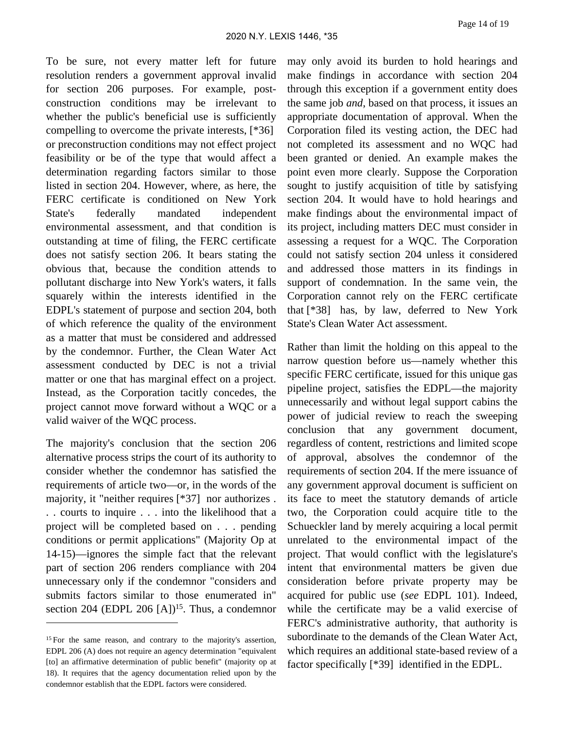To be sure, not every matter left for future resolution renders a government approval invalid for section 206 purposes. For example, post-construction conditions may be irrelevant to whether the public's beneficial use is sufficiently compelling to overcome the private interests, [*36] or preconstruction conditions may not effect project feasibility or be of the type that would affect a determination regarding factors similar to those listed in section 204. However, where, as here, the FERC certificate is conditioned on New York State's federally mandated independent environmental assessment, and that condition is outstanding at time of filing, the FERC certificate does not satisfy section 206. It bears stating the obvious that, because the condition attends to pollutant discharge into New York's waters, it falls squarely within the interests identified in the EDPL's statement of purpose and section 204, both of which reference the quality of the environment as a matter that must be considered and addressed by the condemnor. Further, the Clean Water Act assessment conducted by DEC is not a trivial matter or one that has marginal effect on a project. Instead, as the Corporation tacitly concedes, the project cannot move forward without a WQC or a valid waiver of the WQC process.

The majority's conclusion that the section 206 alternative process strips the court of its authority to consider whether the condemnor has satisfied the requirements of article two—or, in the words of the majority, it "neither requires [*37] nor authorizes . . . courts to inquire . . . into the likelihood that a project will be completed based on . . . pending conditions or permit applications" (Majority Op at 14-15)—ignores the simple fact that the relevant part of section 206 renders compliance with 204 unnecessary only if the condemnor "considers and submits factors similar to those enumerated in" section 204 (EDPL 206 [A])[15]. Thus, a condemnor may only avoid its burden to hold hearings and make findings in accordance with section 204 through this exception if a government entity does the same job *and*, based on that process, it issues an appropriate documentation of approval. When the Corporation filed its vesting action, the DEC had not completed its assessment and no WQC had been granted or denied. An example makes the point even more clearly. Suppose the Corporation sought to justify acquisition of title by satisfying section 204. It would have to hold hearings and make findings about the environmental impact of its project, including matters DEC must consider in assessing a request for a WQC. The Corporation could not satisfy section 204 unless it considered and addressed those matters in its findings in support of condemnation. In the same vein, the Corporation cannot rely on the FERC certificate that [*38] has, by law, deferred to New York State's Clean Water Act assessment.

Rather than limit the holding on this appeal to the narrow question before us—namely whether this specific FERC certificate, issued for this unique gas pipeline project, satisfies the EDPL—the majority unnecessarily and without legal support cabins the power of judicial review to reach the sweeping conclusion that any government document, regardless of content, restrictions and limited scope of approval, absolves the condemnor of the requirements of section 204. If the mere issuance of any government approval document is sufficient on its face to meet the statutory demands of article two, the Corporation could acquire title to the Schueckler land by merely acquiring a local permit unrelated to the environmental impact of the project. That would conflict with the legislature's intent that environmental matters be given due consideration before private property may be acquired for public use (*see* EDPL 101). Indeed, while the certificate may be a valid exercise of FERC's administrative authority, that authority is subordinate to the demands of the Clean Water Act, which requires an additional state-based review of a factor specifically [*39] identified in the EDPL.

[15] For the same reason, and contrary to the majority's assertion, EDPL 206 (A) does not require an agency determination "equivalent [to] an affirmative determination of public benefit" (majority op at 18). It requires that the agency documentation relied upon by the condemnor establish that the EDPL factors were considered.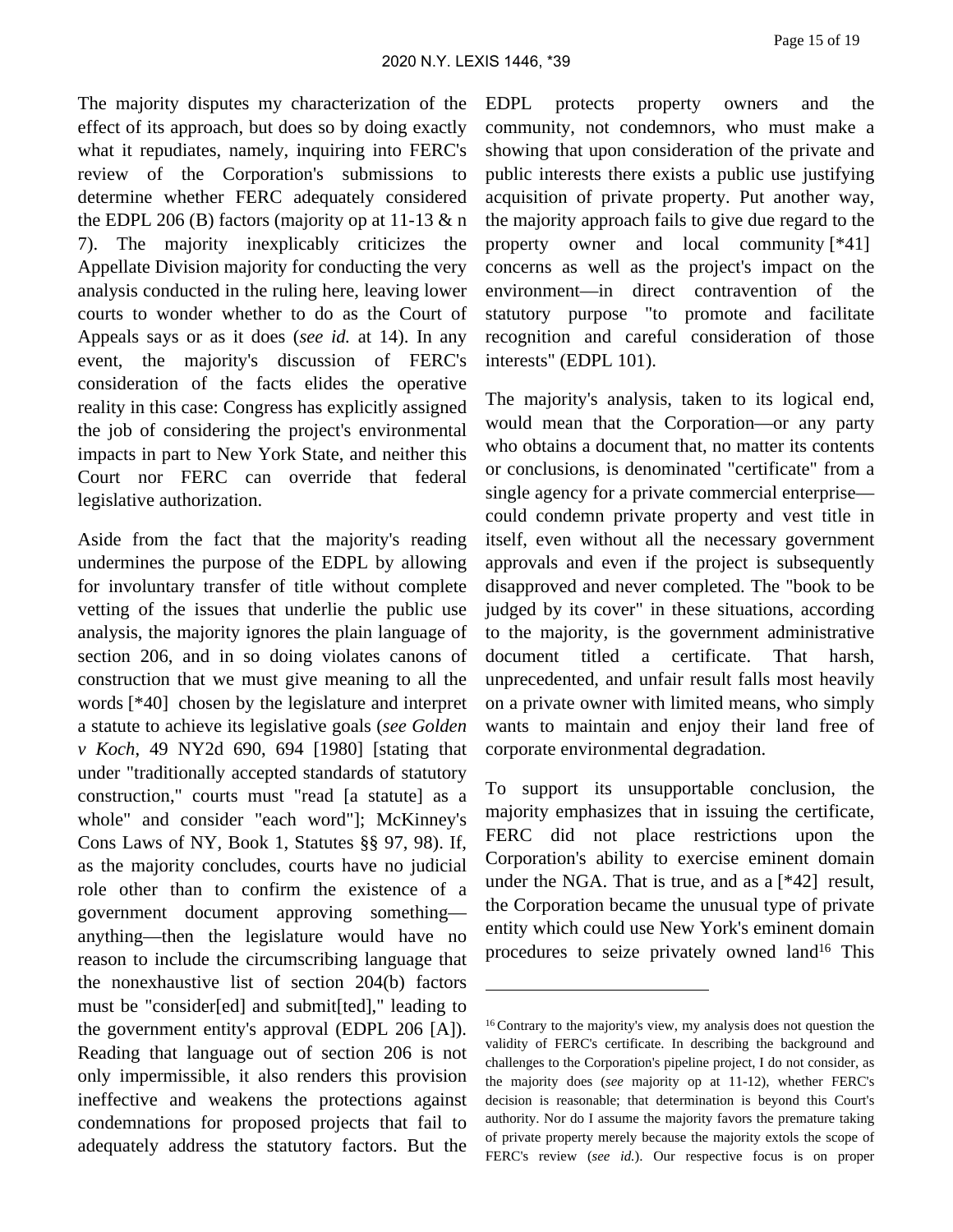The majority disputes my characterization of the effect of its approach, but does so by doing exactly what it repudiates, namely, inquiring into FERC's review of the Corporation's submissions to determine whether FERC adequately considered the EDPL 206 (B) factors (majority op at 11-13 & n 7). The majority inexplicably criticizes the Appellate Division majority for conducting the very analysis conducted in the ruling here, leaving lower courts to wonder whether to do as the Court of Appeals says or as it does (*see id.* at 14). In any event, the majority's discussion of FERC's consideration of the facts elides the operative reality in this case: Congress has explicitly assigned the job of considering the project's environmental impacts in part to New York State, and neither this Court nor FERC can override that federal legislative authorization.

Aside from the fact that the majority's reading undermines the purpose of the EDPL by allowing for involuntary transfer of title without complete vetting of the issues that underlie the public use analysis, the majority ignores the plain language of section 206, and in so doing violates canons of construction that we must give meaning to all the words [*40] chosen by the legislature and interpret a statute to achieve its legislative goals (*see Golden v Koch*, 49 NY2d 690, 694 [1980] [stating that under "traditionally accepted standards of statutory construction," courts must "read [a statute] as a whole" and consider "each word"]; McKinney's Cons Laws of NY, Book 1, Statutes §§ 97, 98). If, as the majority concludes, courts have no judicial role other than to confirm the existence of a government document approving something—anything—then the legislature would have no reason to include the circumscribing language that the nonexhaustive list of section 204(b) factors must be "consider[ed] and submit[ted]," leading to the government entity's approval (EDPL 206 [A]). Reading that language out of section 206 is not only impermissible, it also renders this provision ineffective and weakens the protections against condemnations for proposed projects that fail to adequately address the statutory factors. But the EDPL protects property owners and the community, not condemnors, who must make a showing that upon consideration of the private and public interests there exists a public use justifying acquisition of private property. Put another way, the majority approach fails to give due regard to the property owner and local community [*41] concerns as well as the project's impact on the environment—in direct contravention of the statutory purpose "to promote and facilitate recognition and careful consideration of those interests" (EDPL 101).

The majority's analysis, taken to its logical end, would mean that the Corporation—or any party who obtains a document that, no matter its contents or conclusions, is denominated "certificate" from a single agency for a private commercial enterprise—could condemn private property and vest title in itself, even without all the necessary government approvals and even if the project is subsequently disapproved and never completed. The "book to be judged by its cover" in these situations, according to the majority, is the government administrative document titled a certificate. That harsh, unprecedented, and unfair result falls most heavily on a private owner with limited means, who simply wants to maintain and enjoy their land free of corporate environmental degradation.

To support its unsupportable conclusion, the majority emphasizes that in issuing the certificate, FERC did not place restrictions upon the Corporation's ability to exercise eminent domain under the NGA. That is true, and as a [*42] result, the Corporation became the unusual type of private entity which could use New York's eminent domain procedures to seize privately owned land[16] This

[16] Contrary to the majority's view, my analysis does not question the validity of FERC's certificate. In describing the background and challenges to the Corporation's pipeline project, I do not consider, as the majority does (*see* majority op at 11-12), whether FERC's decision is reasonable; that determination is beyond this Court's authority. Nor do I assume the majority favors the premature taking of private property merely because the majority extols the scope of FERC's review (*see id.*). Our respective focus is on proper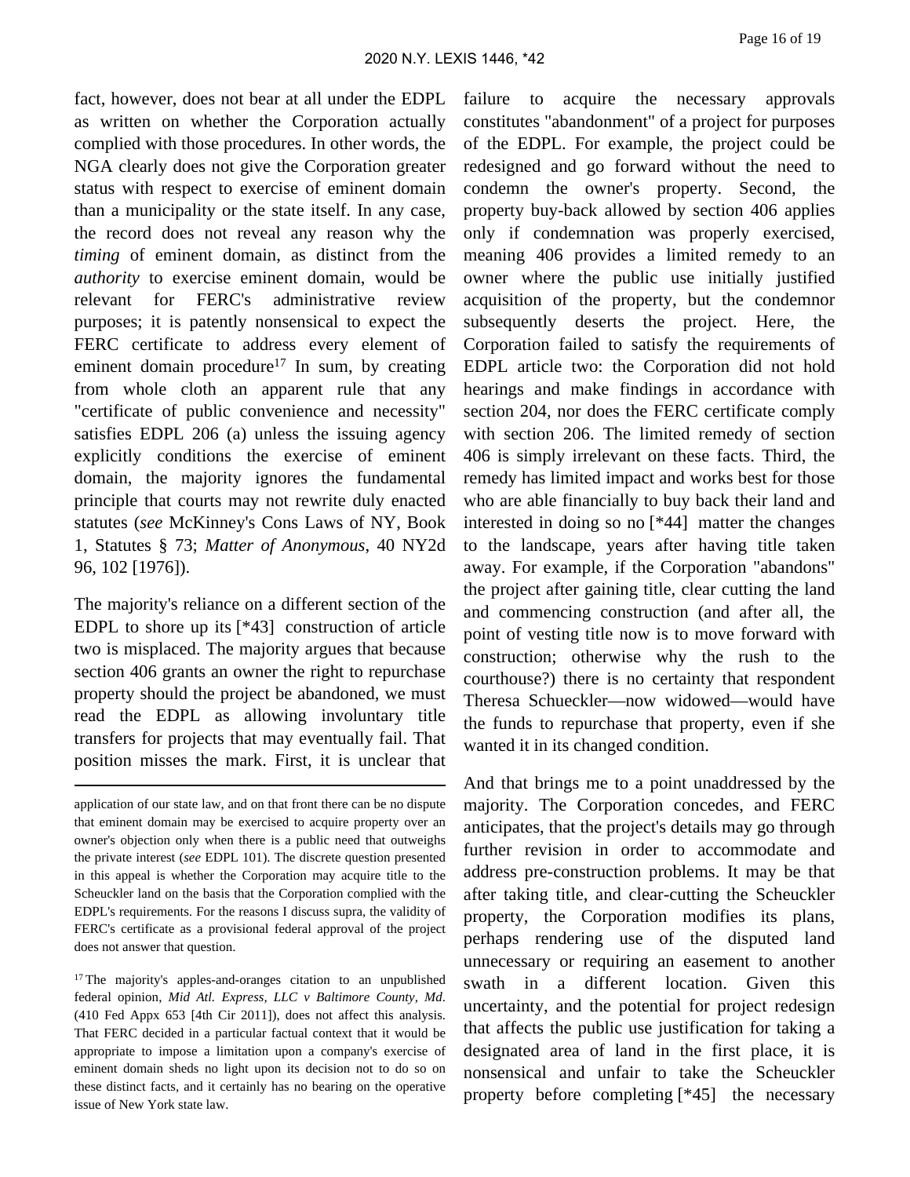fact, however, does not bear at all under the EDPL as written on whether the Corporation actually complied with those procedures. In other words, the NGA clearly does not give the Corporation greater status with respect to exercise of eminent domain than a municipality or the state itself. In any case, the record does not reveal any reason why the *timing* of eminent domain, as distinct from the *authority* to exercise eminent domain, would be relevant for FERC's administrative review purposes; it is patently nonsensical to expect the FERC certificate to address every element of eminent domain procedure[17] In sum, by creating from whole cloth an apparent rule that any "certificate of public convenience and necessity" satisfies EDPL 206 (a) unless the issuing agency explicitly conditions the exercise of eminent domain, the majority ignores the fundamental principle that courts may not rewrite duly enacted statutes (*see* McKinney's Cons Laws of NY, Book 1, Statutes § 73; *Matter of Anonymous*, 40 NY2d 96, 102 [1976]).

The majority's reliance on a different section of the EDPL to shore up its [*43] construction of article two is misplaced. The majority argues that because section 406 grants an owner the right to repurchase property should the project be abandoned, we must read the EDPL as allowing involuntary title transfers for projects that may eventually fail. That position misses the mark. First, it is unclear that failure to acquire the necessary approvals constitutes "abandonment" of a project for purposes of the EDPL. For example, the project could be redesigned and go forward without the need to condemn the owner's property. Second, the property buy-back allowed by section 406 applies only if condemnation was properly exercised, meaning 406 provides a limited remedy to an owner where the public use initially justified acquisition of the property, but the condemnor subsequently deserts the project. Here, the Corporation failed to satisfy the requirements of EDPL article two: the Corporation did not hold hearings and make findings in accordance with section 204, nor does the FERC certificate comply with section 206. The limited remedy of section 406 is simply irrelevant on these facts. Third, the remedy has limited impact and works best for those who are able financially to buy back their land and interested in doing so no [*44] matter the changes to the landscape, years after having title taken away. For example, if the Corporation "abandons" the project after gaining title, clear cutting the land and commencing construction (and after all, the point of vesting title now is to move forward with construction; otherwise why the rush to the courthouse?) there is no certainty that respondent Theresa Schueckler—now widowed—would have the funds to repurchase that property, even if she wanted it in its changed condition.

And that brings me to a point unaddressed by the majority. The Corporation concedes, and FERC anticipates, that the project's details may go through further revision in order to accommodate and address pre-construction problems. It may be that after taking title, and clear-cutting the Scheuckler property, the Corporation modifies its plans, perhaps rendering use of the disputed land unnecessary or requiring an easement to another swath in a different location. Given this uncertainty, and the potential for project redesign that affects the public use justification for taking a designated area of land in the first place, it is nonsensical and unfair to take the Scheuckler property before completing [*45] the necessary

---

application of our state law, and on that front there can be no dispute that eminent domain may be exercised to acquire property over an owner's objection only when there is a public need that outweighs the private interest (*see* EDPL 101). The discrete question presented in this appeal is whether the Corporation may acquire title to the Scheuckler land on the basis that the Corporation complied with the EDPL's requirements. For the reasons I discuss supra, the validity of FERC's certificate as a provisional federal approval of the project does not answer that question.

[17] The majority's apples-and-oranges citation to an unpublished federal opinion, *Mid Atl. Express, LLC v Baltimore County, Md.* (410 Fed Appx 653 [4th Cir 2011]), does not affect this analysis. That FERC decided in a particular factual context that it would be appropriate to impose a limitation upon a company's exercise of eminent domain sheds no light upon its decision not to do so on these distinct facts, and it certainly has no bearing on the operative issue of New York state law.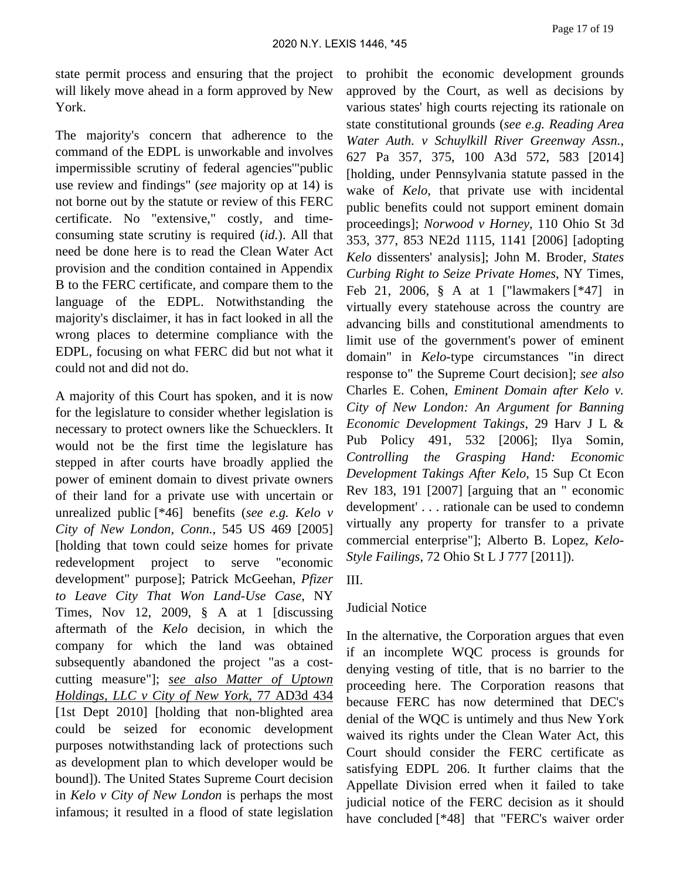state permit process and ensuring that the project will likely move ahead in a form approved by New York.

The majority's concern that adherence to the command of the EDPL is unworkable and involves impermissible scrutiny of federal agencies'"public use review and findings" (*see* majority op at 14) is not borne out by the statute or review of this FERC certificate. No "extensive," costly, and time-consuming state scrutiny is required (*id.*). All that need be done here is to read the Clean Water Act provision and the condition contained in Appendix B to the FERC certificate, and compare them to the language of the EDPL. Notwithstanding the majority's disclaimer, it has in fact looked in all the wrong places to determine compliance with the EDPL, focusing on what FERC did but not what it could not and did not do.

A majority of this Court has spoken, and it is now for the legislature to consider whether legislation is necessary to protect owners like the Schuecklers. It would not be the first time the legislature has stepped in after courts have broadly applied the power of eminent domain to divest private owners of their land for a private use with uncertain or unrealized public [*46] benefits (*see e.g. Kelo v City of New London, Conn.*, 545 US 469 [2005] [holding that town could seize homes for private redevelopment project to serve "economic development" purpose]; Patrick McGeehan, *Pfizer to Leave City That Won Land-Use Case*, NY Times, Nov 12, 2009, § A at 1 [discussing aftermath of the *Kelo* decision, in which the company for which the land was obtained subsequently abandoned the project "as a cost-cutting measure"]; *see also Matter of Uptown Holdings, LLC v City of New York*, 77 AD3d 434 [1st Dept 2010] [holding that non-blighted area could be seized for economic development purposes notwithstanding lack of protections such as development plan to which developer would be bound]). The United States Supreme Court decision in *Kelo v City of New London* is perhaps the most infamous; it resulted in a flood of state legislation to prohibit the economic development grounds approved by the Court, as well as decisions by various states' high courts rejecting its rationale on state constitutional grounds (*see e.g. Reading Area Water Auth. v Schuylkill River Greenway Assn.*, 627 Pa 357, 375, 100 A3d 572, 583 [2014] [holding, under Pennsylvania statute passed in the wake of *Kelo*, that private use with incidental public benefits could not support eminent domain proceedings]; *Norwood v Horney*, 110 Ohio St 3d 353, 377, 853 NE2d 1115, 1141 [2006] [adopting *Kelo* dissenters' analysis]; John M. Broder, *States Curbing Right to Seize Private Homes*, NY Times, Feb 21, 2006, § A at 1 ["lawmakers [*47] in virtually every statehouse across the country are advancing bills and constitutional amendments to limit use of the government's power of eminent domain" in *Kelo*-type circumstances "in direct response to" the Supreme Court decision]; *see also* Charles E. Cohen, *Eminent Domain after Kelo v. City of New London: An Argument for Banning Economic Development Takings*, 29 Harv J L & Pub Policy 491, 532 [2006]; Ilya Somin, *Controlling the Grasping Hand: Economic Development Takings After Kelo*, 15 Sup Ct Econ Rev 183, 191 [2007] [arguing that an " economic development' . . . rationale can be used to condemn virtually any property for transfer to a private commercial enterprise"]; Alberto B. Lopez, *Kelo-Style Failings*, 72 Ohio St L J 777 [2011]).

III.

Judicial Notice

In the alternative, the Corporation argues that even if an incomplete WQC process is grounds for denying vesting of title, that is no barrier to the proceeding here. The Corporation reasons that because FERC has now determined that DEC's denial of the WQC is untimely and thus New York waived its rights under the Clean Water Act, this Court should consider the FERC certificate as satisfying EDPL 206. It further claims that the Appellate Division erred when it failed to take judicial notice of the FERC decision as it should have concluded [*48] that "FERC's waiver order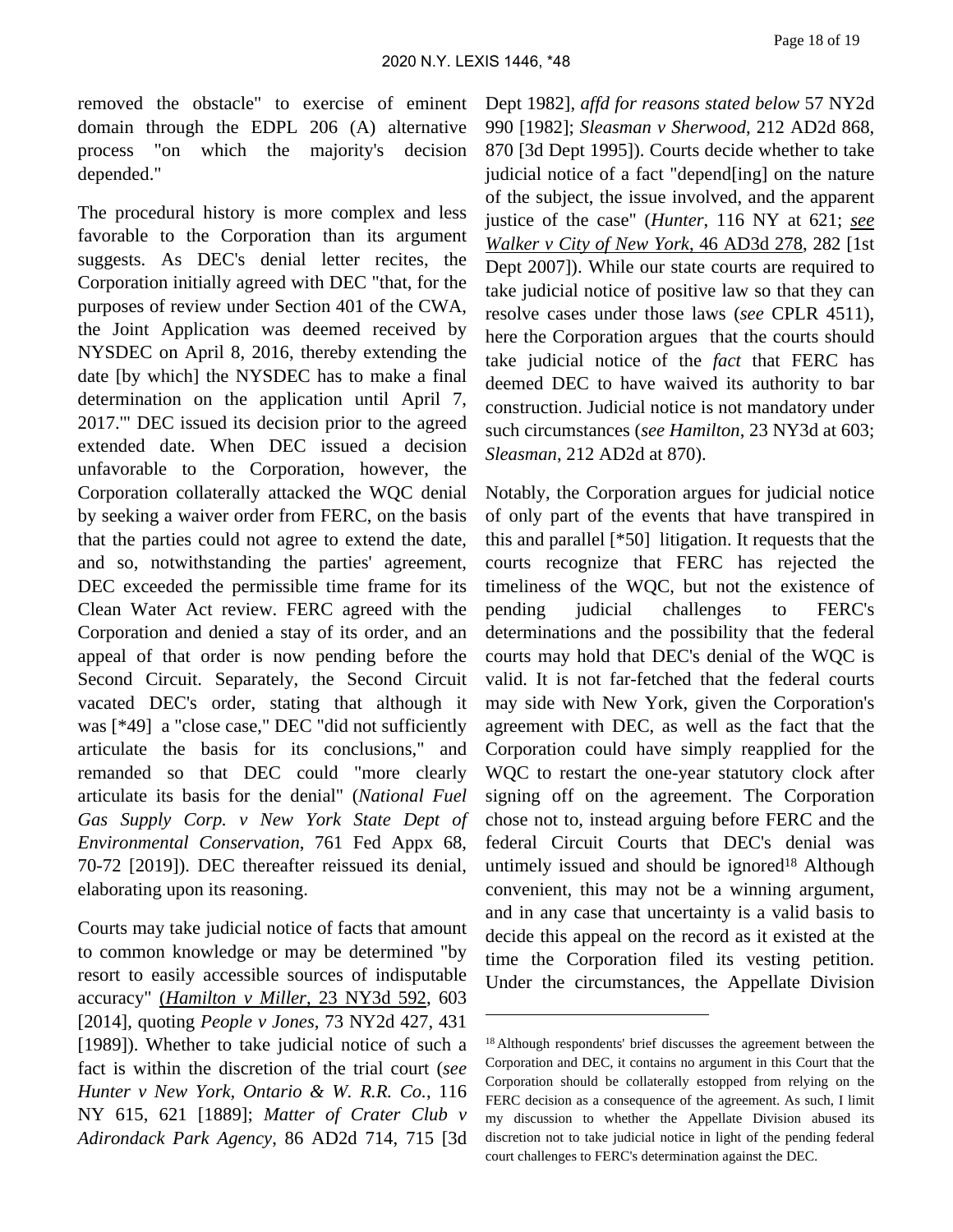removed the obstacle" to exercise of eminent domain through the EDPL 206 (A) alternative process "on which the majority's decision depended."

The procedural history is more complex and less favorable to the Corporation than its argument suggests. As DEC's denial letter recites, the Corporation initially agreed with DEC "that, for the purposes of review under Section 401 of the CWA, the Joint Application was deemed received by NYSDEC on April 8, 2016, thereby extending the date [by which] the NYSDEC has to make a final determination on the application until April 7, 2017.'" DEC issued its decision prior to the agreed extended date. When DEC issued a decision unfavorable to the Corporation, however, the Corporation collaterally attacked the WQC denial by seeking a waiver order from FERC, on the basis that the parties could not agree to extend the date, and so, notwithstanding the parties' agreement, DEC exceeded the permissible time frame for its Clean Water Act review. FERC agreed with the Corporation and denied a stay of its order, and an appeal of that order is now pending before the Second Circuit. Separately, the Second Circuit vacated DEC's order, stating that although it was [*49] a "close case," DEC "did not sufficiently articulate the basis for its conclusions," and remanded so that DEC could "more clearly articulate its basis for the denial" (*National Fuel Gas Supply Corp. v New York State Dept of Environmental Conservation*, 761 Fed Appx 68, 70-72 [2019]). DEC thereafter reissued its denial, elaborating upon its reasoning.

Courts may take judicial notice of facts that amount to common knowledge or may be determined "by resort to easily accessible sources of indisputable accuracy" (*Hamilton v Miller*, 23 NY3d 592, 603 [2014], quoting *People v Jones*, 73 NY2d 427, 431 [1989]). Whether to take judicial notice of such a fact is within the discretion of the trial court (*see Hunter v New York, Ontario & W. R.R. Co.*, 116 NY 615, 621 [1889]; *Matter of Crater Club v Adirondack Park Agency*, 86 AD2d 714, 715 [3d Dept 1982], *affd for reasons stated below* 57 NY2d 990 [1982]; *Sleasman v Sherwood*, 212 AD2d 868, 870 [3d Dept 1995]). Courts decide whether to take judicial notice of a fact "depend[ing] on the nature of the subject, the issue involved, and the apparent justice of the case" (*Hunter*, 116 NY at 621; *see Walker v City of New York*, 46 AD3d 278, 282 [1st Dept 2007]). While our state courts are required to take judicial notice of positive law so that they can resolve cases under those laws (*see* CPLR 4511), here the Corporation argues that the courts should take judicial notice of the *fact* that FERC has deemed DEC to have waived its authority to bar construction. Judicial notice is not mandatory under such circumstances (*see Hamilton*, 23 NY3d at 603; *Sleasman*, 212 AD2d at 870).

Notably, the Corporation argues for judicial notice of only part of the events that have transpired in this and parallel [*50] litigation. It requests that the courts recognize that FERC has rejected the timeliness of the WQC, but not the existence of pending judicial challenges to FERC's determinations and the possibility that the federal courts may hold that DEC's denial of the WQC is valid. It is not far-fetched that the federal courts may side with New York, given the Corporation's agreement with DEC, as well as the fact that the Corporation could have simply reapplied for the WQC to restart the one-year statutory clock after signing off on the agreement. The Corporation chose not to, instead arguing before FERC and the federal Circuit Courts that DEC's denial was untimely issued and should be ignored[18] Although convenient, this may not be a winning argument, and in any case that uncertainty is a valid basis to decide this appeal on the record as it existed at the time the Corporation filed its vesting petition. Under the circumstances, the Appellate Division

[18] Although respondents' brief discusses the agreement between the Corporation and DEC, it contains no argument in this Court that the Corporation should be collaterally estopped from relying on the FERC decision as a consequence of the agreement. As such, I limit my discussion to whether the Appellate Division abused its discretion not to take judicial notice in light of the pending federal court challenges to FERC's determination against the DEC.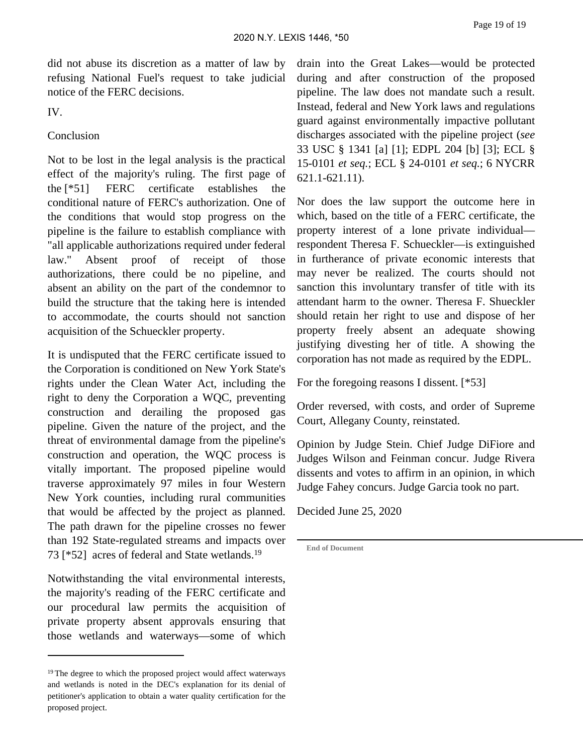did not abuse its discretion as a matter of law by refusing National Fuel's request to take judicial notice of the FERC decisions.

IV.

Conclusion

Not to be lost in the legal analysis is the practical effect of the majority's ruling. The first page of the [*51] FERC certificate establishes the conditional nature of FERC's authorization. One of the conditions that would stop progress on the pipeline is the failure to establish compliance with "all applicable authorizations required under federal law." Absent proof of receipt of those authorizations, there could be no pipeline, and absent an ability on the part of the condemnor to build the structure that the taking here is intended to accommodate, the courts should not sanction acquisition of the Schueckler property.

It is undisputed that the FERC certificate issued to the Corporation is conditioned on New York State's rights under the Clean Water Act, including the right to deny the Corporation a WQC, preventing construction and derailing the proposed gas pipeline. Given the nature of the project, and the threat of environmental damage from the pipeline's construction and operation, the WQC process is vitally important. The proposed pipeline would traverse approximately 97 miles in four Western New York counties, including rural communities that would be affected by the project as planned. The path drawn for the pipeline crosses no fewer than 192 State-regulated streams and impacts over 73 [*52] acres of federal and State wetlands.[19]

Notwithstanding the vital environmental interests, the majority's reading of the FERC certificate and our procedural law permits the acquisition of private property absent approvals ensuring that those wetlands and waterways—some of which drain into the Great Lakes—would be protected during and after construction of the proposed pipeline. The law does not mandate such a result. Instead, federal and New York laws and regulations guard against environmentally impactive pollutant discharges associated with the pipeline project (*see* 33 USC § 1341 [a] [1]; EDPL 204 [b] [3]; ECL § 15-0101 *et seq.*; ECL § 24-0101 *et seq.*; 6 NYCRR 621.1-621.11).

Nor does the law support the outcome here in which, based on the title of a FERC certificate, the property interest of a lone private individual—respondent Theresa F. Schueckler—is extinguished in furtherance of private economic interests that may never be realized. The courts should not sanction this involuntary transfer of title with its attendant harm to the owner. Theresa F. Shueckler should retain her right to use and dispose of her property freely absent an adequate showing justifying divesting her of title. A showing the corporation has not made as required by the EDPL.

For the foregoing reasons I dissent. [*53]

Order reversed, with costs, and order of Supreme Court, Allegany County, reinstated.

Opinion by Judge Stein. Chief Judge DiFiore and Judges Wilson and Feinman concur. Judge Rivera dissents and votes to affirm in an opinion, in which Judge Fahey concurs. Judge Garcia took no part.

Decided June 25, 2020

---

[19] The degree to which the proposed project would affect waterways and wetlands is noted in the DEC's explanation for its denial of petitioner's application to obtain a water quality certification for the proposed project.

End of Document